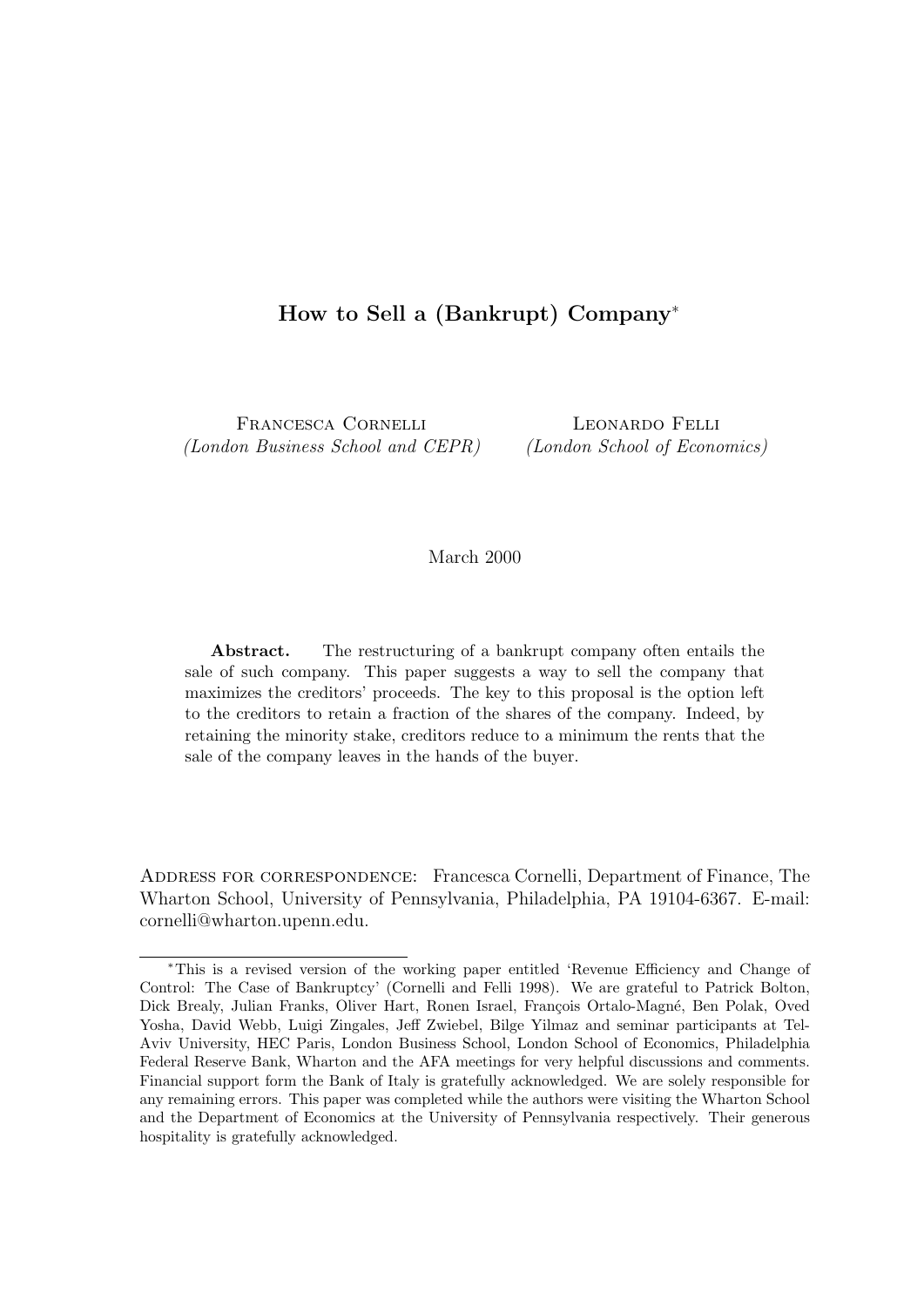# How to Sell a (Bankrupt) Company*

Francesca Cornelli
*(London Business School and CEPR)*

Leonardo Felli
*(London School of Economics)*

March 2000

**Abstract.** The restructuring of a bankrupt company often entails the sale of such company. This paper suggests a way to sell the company that maximizes the creditors' proceeds. The key to this proposal is the option left to the creditors to retain a fraction of the shares of the company. Indeed, by retaining the minority stake, creditors reduce to a minimum the rents that the sale of the company leaves in the hands of the buyer.

Address for correspondence: Francesca Cornelli, Department of Finance, The Wharton School, University of Pennsylvania, Philadelphia, PA 19104-6367. E-mail: cornelli@wharton.upenn.edu.

---

*This is a revised version of the working paper entitled 'Revenue Efficiency and Change of Control: The Case of Bankruptcy' (Cornelli and Felli 1998). We are grateful to Patrick Bolton, Dick Brealy, Julian Franks, Oliver Hart, Ronen Israel, François Ortalo-Magné, Ben Polak, Oved Yosha, David Webb, Luigi Zingales, Jeff Zwiebel, Bilge Yilmaz and seminar participants at Tel-Aviv University, HEC Paris, London Business School, London School of Economics, Philadelphia Federal Reserve Bank, Wharton and the AFA meetings for very helpful discussions and comments. Financial support form the Bank of Italy is gratefully acknowledged. We are solely responsible for any remaining errors. This paper was completed while the authors were visiting the Wharton School and the Department of Economics at the University of Pennsylvania respectively. Their generous hospitality is gratefully acknowledged.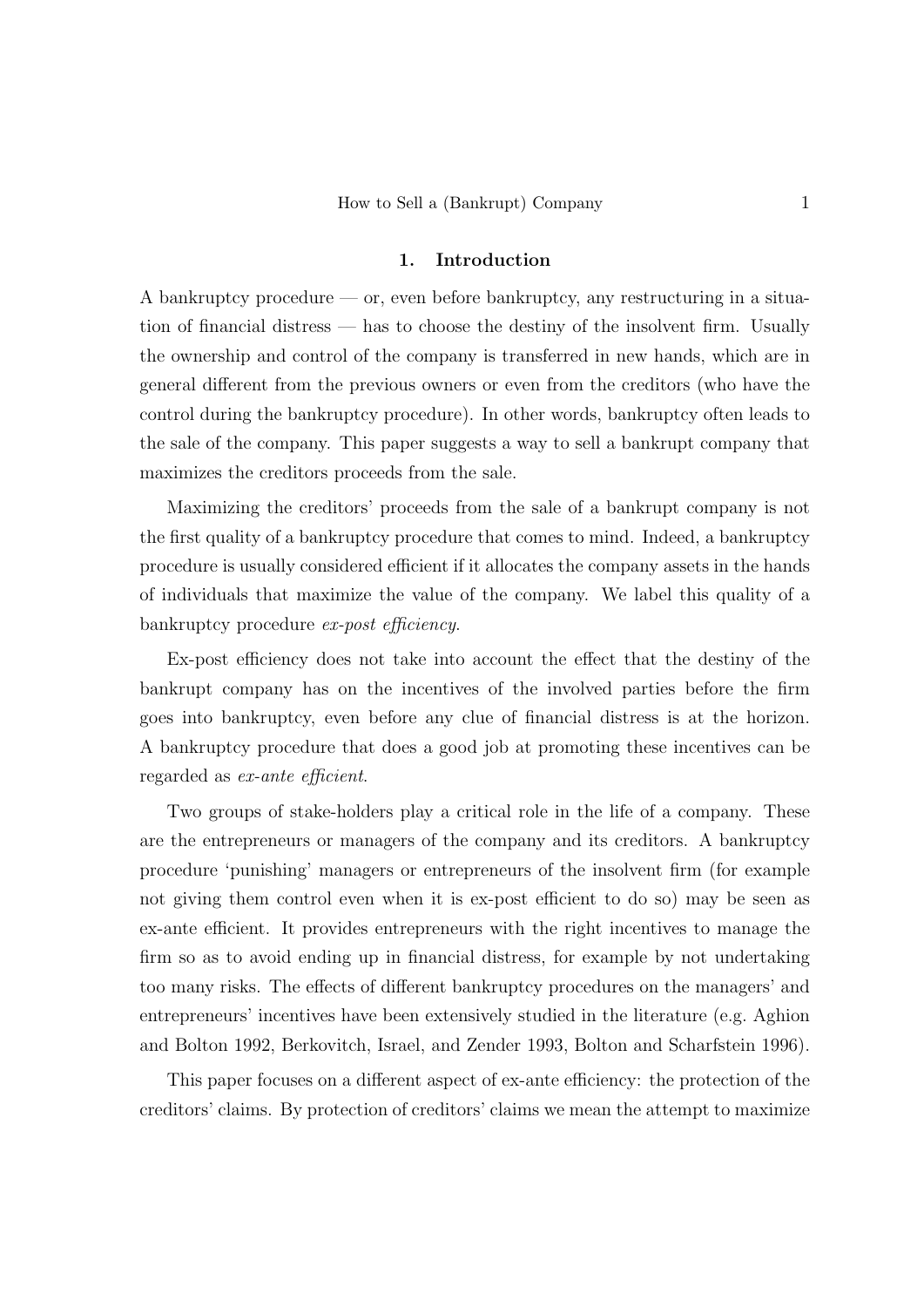## 1. Introduction

A bankruptcy procedure — or, even before bankruptcy, any restructuring in a situation of financial distress — has to choose the destiny of the insolvent firm. Usually the ownership and control of the company is transferred in new hands, which are in general different from the previous owners or even from the creditors (who have the control during the bankruptcy procedure). In other words, bankruptcy often leads to the sale of the company. This paper suggests a way to sell a bankrupt company that maximizes the creditors proceeds from the sale.

Maximizing the creditors' proceeds from the sale of a bankrupt company is not the first quality of a bankruptcy procedure that comes to mind. Indeed, a bankruptcy procedure is usually considered efficient if it allocates the company assets in the hands of individuals that maximize the value of the company. We label this quality of a bankruptcy procedure *ex-post efficiency*.

Ex-post efficiency does not take into account the effect that the destiny of the bankrupt company has on the incentives of the involved parties before the firm goes into bankruptcy, even before any clue of financial distress is at the horizon. A bankruptcy procedure that does a good job at promoting these incentives can be regarded as *ex-ante efficient*.

Two groups of stake-holders play a critical role in the life of a company. These are the entrepreneurs or managers of the company and its creditors. A bankruptcy procedure 'punishing' managers or entrepreneurs of the insolvent firm (for example not giving them control even when it is ex-post efficient to do so) may be seen as ex-ante efficient. It provides entrepreneurs with the right incentives to manage the firm so as to avoid ending up in financial distress, for example by not undertaking too many risks. The effects of different bankruptcy procedures on the managers' and entrepreneurs' incentives have been extensively studied in the literature (e.g. Aghion and Bolton 1992, Berkovitch, Israel, and Zender 1993, Bolton and Scharfstein 1996).

This paper focuses on a different aspect of ex-ante efficiency: the protection of the creditors' claims. By protection of creditors' claims we mean the attempt to maximize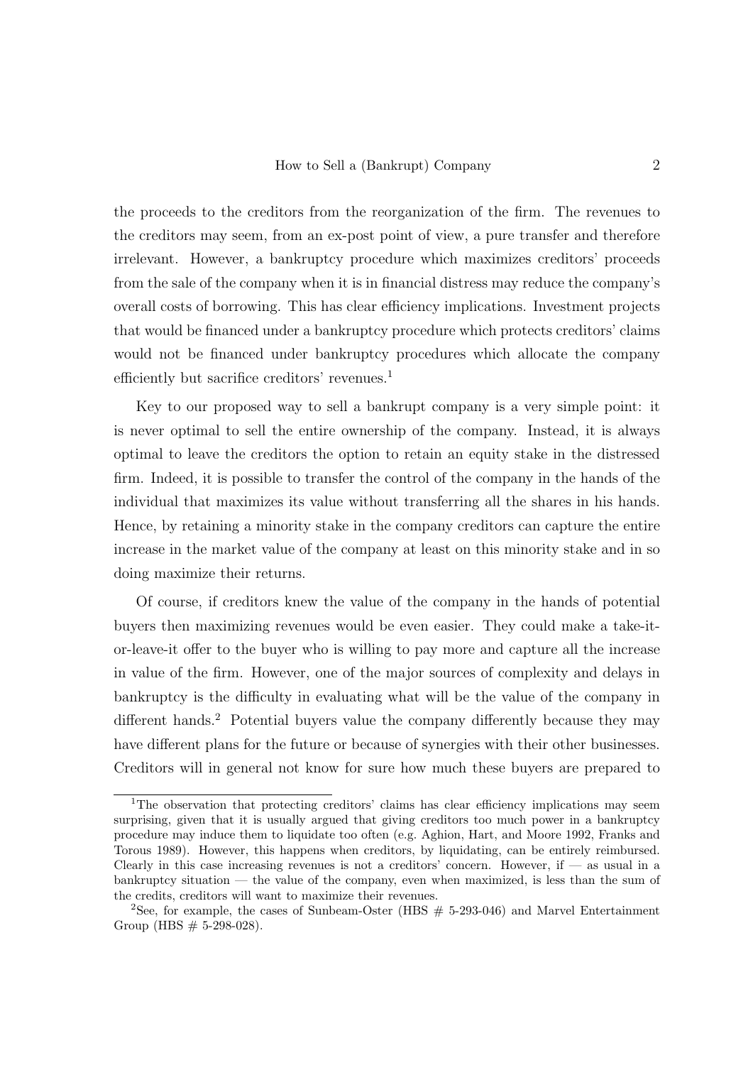the proceeds to the creditors from the reorganization of the firm. The revenues to the creditors may seem, from an ex-post point of view, a pure transfer and therefore irrelevant. However, a bankruptcy procedure which maximizes creditors' proceeds from the sale of the company when it is in financial distress may reduce the company's overall costs of borrowing. This has clear efficiency implications. Investment projects that would be financed under a bankruptcy procedure which protects creditors' claims would not be financed under bankruptcy procedures which allocate the company efficiently but sacrifice creditors' revenues.[1]

Key to our proposed way to sell a bankrupt company is a very simple point: it is never optimal to sell the entire ownership of the company. Instead, it is always optimal to leave the creditors the option to retain an equity stake in the distressed firm. Indeed, it is possible to transfer the control of the company in the hands of the individual that maximizes its value without transferring all the shares in his hands. Hence, by retaining a minority stake in the company creditors can capture the entire increase in the market value of the company at least on this minority stake and in so doing maximize their returns.

Of course, if creditors knew the value of the company in the hands of potential buyers then maximizing revenues would be even easier. They could make a take-it-or-leave-it offer to the buyer who is willing to pay more and capture all the increase in value of the firm. However, one of the major sources of complexity and delays in bankruptcy is the difficulty in evaluating what will be the value of the company in different hands.[2] Potential buyers value the company differently because they may have different plans for the future or because of synergies with their other businesses. Creditors will in general not know for sure how much these buyers are prepared to

[1] The observation that protecting creditors' claims has clear efficiency implications may seem surprising, given that it is usually argued that giving creditors too much power in a bankruptcy procedure may induce them to liquidate too often (e.g. Aghion, Hart, and Moore 1992, Franks and Torous 1989). However, this happens when creditors, by liquidating, can be entirely reimbursed. Clearly in this case increasing revenues is not a creditors' concern. However, if — as usual in a bankruptcy situation — the value of the company, even when maximized, is less than the sum of the credits, creditors will want to maximize their revenues.

[2] See, for example, the cases of Sunbeam-Oster (HBS # 5-293-046) and Marvel Entertainment Group (HBS # 5-298-028).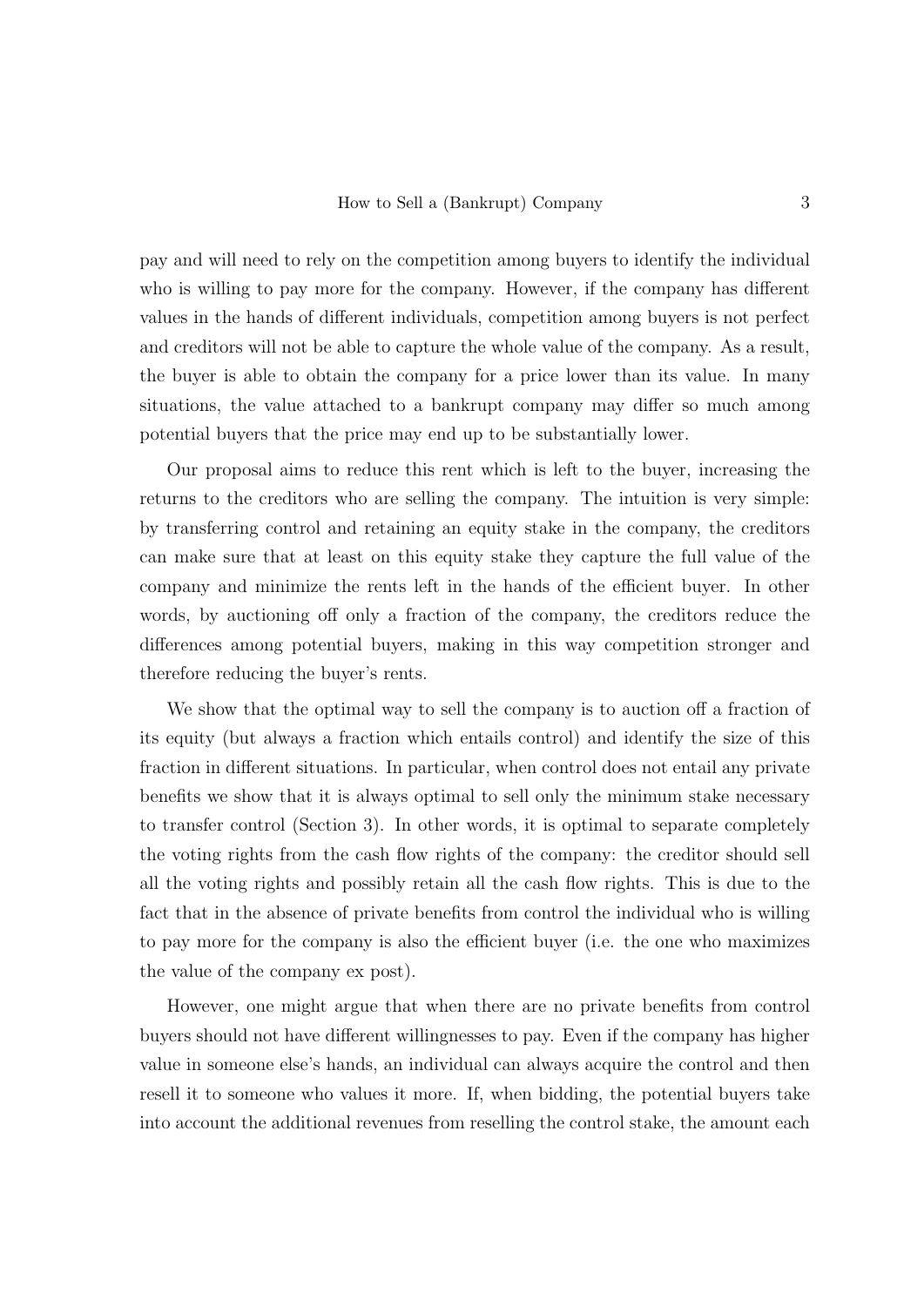pay and will need to rely on the competition among buyers to identify the individual who is willing to pay more for the company. However, if the company has different values in the hands of different individuals, competition among buyers is not perfect and creditors will not be able to capture the whole value of the company. As a result, the buyer is able to obtain the company for a price lower than its value. In many situations, the value attached to a bankrupt company may differ so much among potential buyers that the price may end up to be substantially lower.

Our proposal aims to reduce this rent which is left to the buyer, increasing the returns to the creditors who are selling the company. The intuition is very simple: by transferring control and retaining an equity stake in the company, the creditors can make sure that at least on this equity stake they capture the full value of the company and minimize the rents left in the hands of the efficient buyer. In other words, by auctioning off only a fraction of the company, the creditors reduce the differences among potential buyers, making in this way competition stronger and therefore reducing the buyer's rents.

We show that the optimal way to sell the company is to auction off a fraction of its equity (but always a fraction which entails control) and identify the size of this fraction in different situations. In particular, when control does not entail any private benefits we show that it is always optimal to sell only the minimum stake necessary to transfer control (Section 3). In other words, it is optimal to separate completely the voting rights from the cash flow rights of the company: the creditor should sell all the voting rights and possibly retain all the cash flow rights. This is due to the fact that in the absence of private benefits from control the individual who is willing to pay more for the company is also the efficient buyer (i.e. the one who maximizes the value of the company ex post).

However, one might argue that when there are no private benefits from control buyers should not have different willingnesses to pay. Even if the company has higher value in someone else's hands, an individual can always acquire the control and then resell it to someone who values it more. If, when bidding, the potential buyers take into account the additional revenues from reselling the control stake, the amount each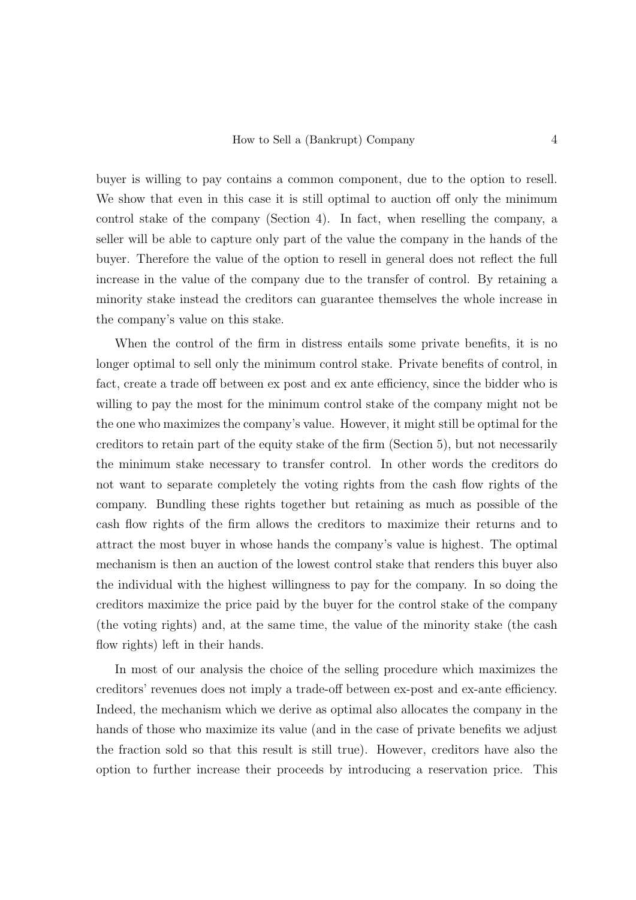buyer is willing to pay contains a common component, due to the option to resell. We show that even in this case it is still optimal to auction off only the minimum control stake of the company (Section 4). In fact, when reselling the company, a seller will be able to capture only part of the value the company in the hands of the buyer. Therefore the value of the option to resell in general does not reflect the full increase in the value of the company due to the transfer of control. By retaining a minority stake instead the creditors can guarantee themselves the whole increase in the company's value on this stake.

When the control of the firm in distress entails some private benefits, it is no longer optimal to sell only the minimum control stake. Private benefits of control, in fact, create a trade off between ex post and ex ante efficiency, since the bidder who is willing to pay the most for the minimum control stake of the company might not be the one who maximizes the company's value. However, it might still be optimal for the creditors to retain part of the equity stake of the firm (Section 5), but not necessarily the minimum stake necessary to transfer control. In other words the creditors do not want to separate completely the voting rights from the cash flow rights of the company. Bundling these rights together but retaining as much as possible of the cash flow rights of the firm allows the creditors to maximize their returns and to attract the most buyer in whose hands the company's value is highest. The optimal mechanism is then an auction of the lowest control stake that renders this buyer also the individual with the highest willingness to pay for the company. In so doing the creditors maximize the price paid by the buyer for the control stake of the company (the voting rights) and, at the same time, the value of the minority stake (the cash flow rights) left in their hands.

In most of our analysis the choice of the selling procedure which maximizes the creditors' revenues does not imply a trade-off between ex-post and ex-ante efficiency. Indeed, the mechanism which we derive as optimal also allocates the company in the hands of those who maximize its value (and in the case of private benefits we adjust the fraction sold so that this result is still true). However, creditors have also the option to further increase their proceeds by introducing a reservation price. This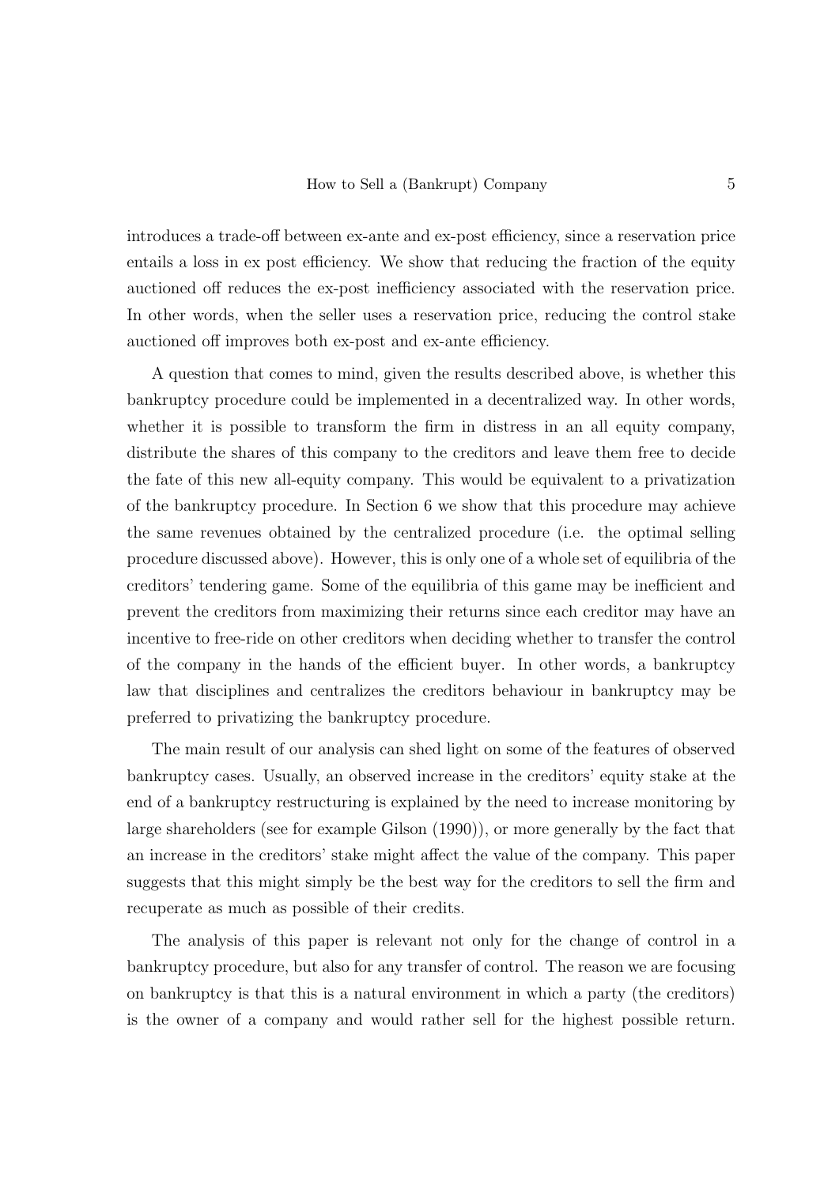introduces a trade-off between ex-ante and ex-post efficiency, since a reservation price entails a loss in ex post efficiency. We show that reducing the fraction of the equity auctioned off reduces the ex-post inefficiency associated with the reservation price. In other words, when the seller uses a reservation price, reducing the control stake auctioned off improves both ex-post and ex-ante efficiency.

A question that comes to mind, given the results described above, is whether this bankruptcy procedure could be implemented in a decentralized way. In other words, whether it is possible to transform the firm in distress in an all equity company, distribute the shares of this company to the creditors and leave them free to decide the fate of this new all-equity company. This would be equivalent to a privatization of the bankruptcy procedure. In Section 6 we show that this procedure may achieve the same revenues obtained by the centralized procedure (i.e. the optimal selling procedure discussed above). However, this is only one of a whole set of equilibria of the creditors' tendering game. Some of the equilibria of this game may be inefficient and prevent the creditors from maximizing their returns since each creditor may have an incentive to free-ride on other creditors when deciding whether to transfer the control of the company in the hands of the efficient buyer. In other words, a bankruptcy law that disciplines and centralizes the creditors behaviour in bankruptcy may be preferred to privatizing the bankruptcy procedure.

The main result of our analysis can shed light on some of the features of observed bankruptcy cases. Usually, an observed increase in the creditors' equity stake at the end of a bankruptcy restructuring is explained by the need to increase monitoring by large shareholders (see for example Gilson (1990)), or more generally by the fact that an increase in the creditors' stake might affect the value of the company. This paper suggests that this might simply be the best way for the creditors to sell the firm and recuperate as much as possible of their credits.

The analysis of this paper is relevant not only for the change of control in a bankruptcy procedure, but also for any transfer of control. The reason we are focusing on bankruptcy is that this is a natural environment in which a party (the creditors) is the owner of a company and would rather sell for the highest possible return.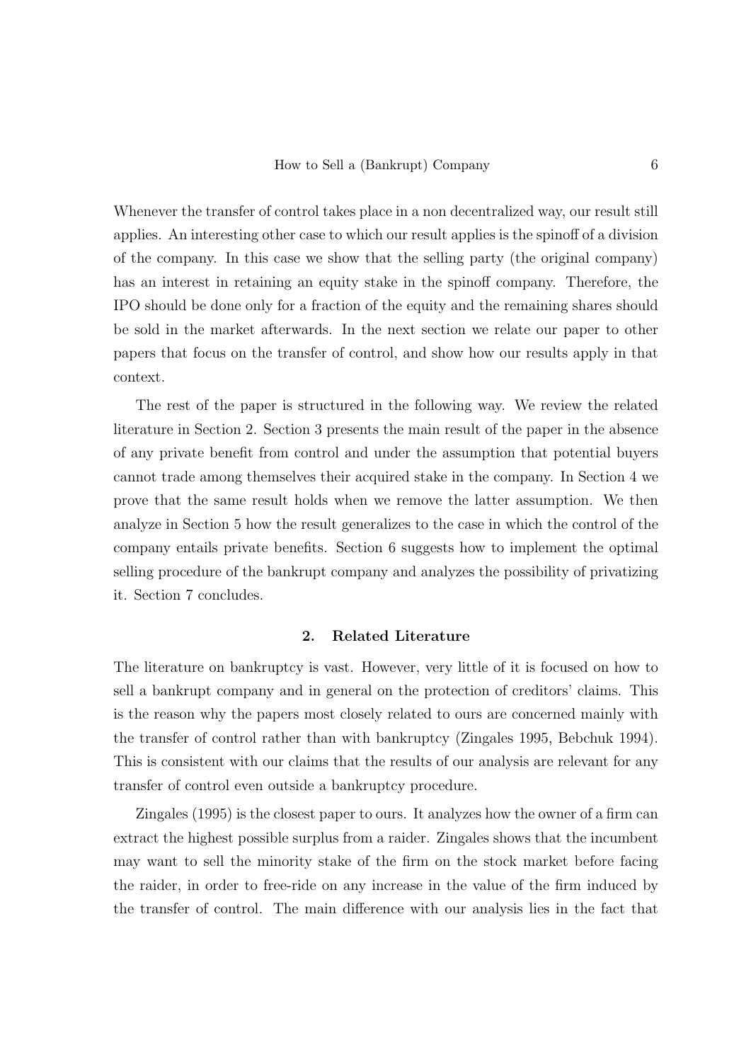Whenever the transfer of control takes place in a non decentralized way, our result still applies. An interesting other case to which our result applies is the spinoff of a division of the company. In this case we show that the selling party (the original company) has an interest in retaining an equity stake in the spinoff company. Therefore, the IPO should be done only for a fraction of the equity and the remaining shares should be sold in the market afterwards. In the next section we relate our paper to other papers that focus on the transfer of control, and show how our results apply in that context.

The rest of the paper is structured in the following way. We review the related literature in Section 2. Section 3 presents the main result of the paper in the absence of any private benefit from control and under the assumption that potential buyers cannot trade among themselves their acquired stake in the company. In Section 4 we prove that the same result holds when we remove the latter assumption. We then analyze in Section 5 how the result generalizes to the case in which the control of the company entails private benefits. Section 6 suggests how to implement the optimal selling procedure of the bankrupt company and analyzes the possibility of privatizing it. Section 7 concludes.

## 2. Related Literature

The literature on bankruptcy is vast. However, very little of it is focused on how to sell a bankrupt company and in general on the protection of creditors' claims. This is the reason why the papers most closely related to ours are concerned mainly with the transfer of control rather than with bankruptcy (Zingales 1995, Bebchuk 1994). This is consistent with our claims that the results of our analysis are relevant for any transfer of control even outside a bankruptcy procedure.

Zingales (1995) is the closest paper to ours. It analyzes how the owner of a firm can extract the highest possible surplus from a raider. Zingales shows that the incumbent may want to sell the minority stake of the firm on the stock market before facing the raider, in order to free-ride on any increase in the value of the firm induced by the transfer of control. The main difference with our analysis lies in the fact that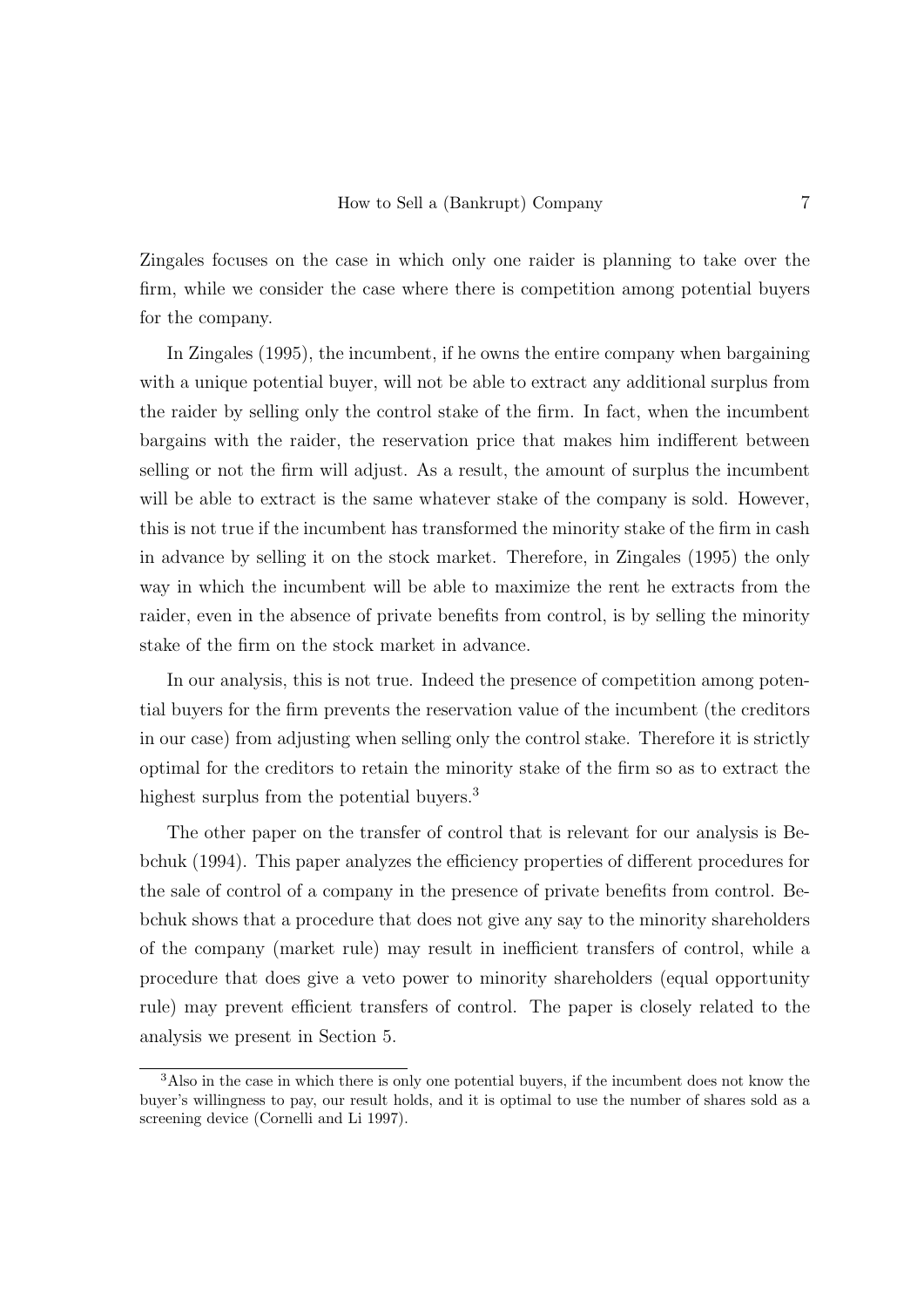Zingales focuses on the case in which only one raider is planning to take over the firm, while we consider the case where there is competition among potential buyers for the company.

In Zingales (1995), the incumbent, if he owns the entire company when bargaining with a unique potential buyer, will not be able to extract any additional surplus from the raider by selling only the control stake of the firm. In fact, when the incumbent bargains with the raider, the reservation price that makes him indifferent between selling or not the firm will adjust. As a result, the amount of surplus the incumbent will be able to extract is the same whatever stake of the company is sold. However, this is not true if the incumbent has transformed the minority stake of the firm in cash in advance by selling it on the stock market. Therefore, in Zingales (1995) the only way in which the incumbent will be able to maximize the rent he extracts from the raider, even in the absence of private benefits from control, is by selling the minority stake of the firm on the stock market in advance.

In our analysis, this is not true. Indeed the presence of competition among potential buyers for the firm prevents the reservation value of the incumbent (the creditors in our case) from adjusting when selling only the control stake. Therefore it is strictly optimal for the creditors to retain the minority stake of the firm so as to extract the highest surplus from the potential buyers.[3]

The other paper on the transfer of control that is relevant for our analysis is Bebchuk (1994). This paper analyzes the efficiency properties of different procedures for the sale of control of a company in the presence of private benefits from control. Bebchuk shows that a procedure that does not give any say to the minority shareholders of the company (market rule) may result in inefficient transfers of control, while a procedure that does give a veto power to minority shareholders (equal opportunity rule) may prevent efficient transfers of control. The paper is closely related to the analysis we present in Section 5.

[3] Also in the case in which there is only one potential buyers, if the incumbent does not know the buyer's willingness to pay, our result holds, and it is optimal to use the number of shares sold as a screening device (Cornelli and Li 1997).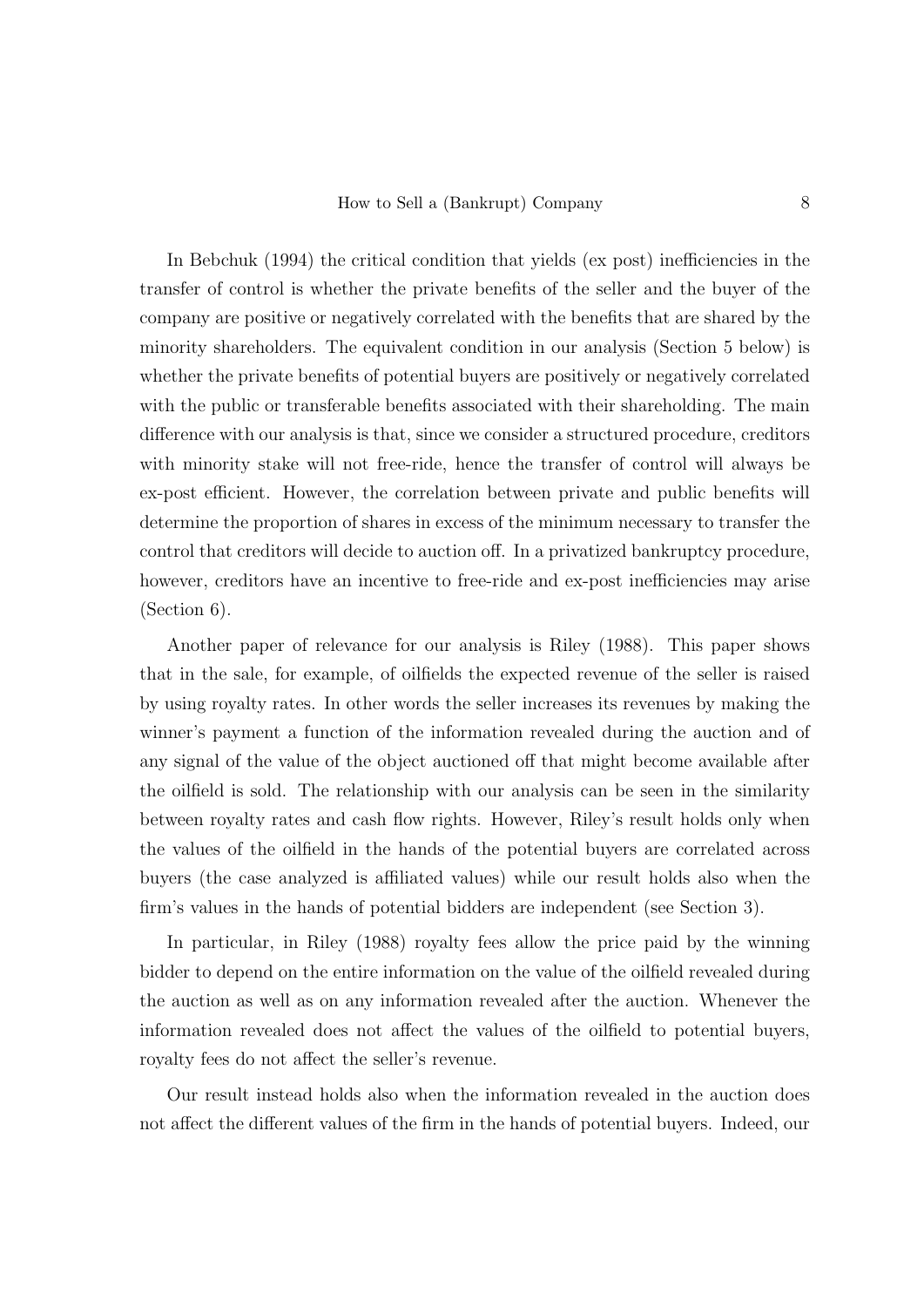In Bebchuk (1994) the critical condition that yields (ex post) inefficiencies in the transfer of control is whether the private benefits of the seller and the buyer of the company are positive or negatively correlated with the benefits that are shared by the minority shareholders. The equivalent condition in our analysis (Section 5 below) is whether the private benefits of potential buyers are positively or negatively correlated with the public or transferable benefits associated with their shareholding. The main difference with our analysis is that, since we consider a structured procedure, creditors with minority stake will not free-ride, hence the transfer of control will always be ex-post efficient. However, the correlation between private and public benefits will determine the proportion of shares in excess of the minimum necessary to transfer the control that creditors will decide to auction off. In a privatized bankruptcy procedure, however, creditors have an incentive to free-ride and ex-post inefficiencies may arise (Section 6).

Another paper of relevance for our analysis is Riley (1988). This paper shows that in the sale, for example, of oilfields the expected revenue of the seller is raised by using royalty rates. In other words the seller increases its revenues by making the winner's payment a function of the information revealed during the auction and of any signal of the value of the object auctioned off that might become available after the oilfield is sold. The relationship with our analysis can be seen in the similarity between royalty rates and cash flow rights. However, Riley's result holds only when the values of the oilfield in the hands of the potential buyers are correlated across buyers (the case analyzed is affiliated values) while our result holds also when the firm's values in the hands of potential bidders are independent (see Section 3).

In particular, in Riley (1988) royalty fees allow the price paid by the winning bidder to depend on the entire information on the value of the oilfield revealed during the auction as well as on any information revealed after the auction. Whenever the information revealed does not affect the values of the oilfield to potential buyers, royalty fees do not affect the seller's revenue.

Our result instead holds also when the information revealed in the auction does not affect the different values of the firm in the hands of potential buyers. Indeed, our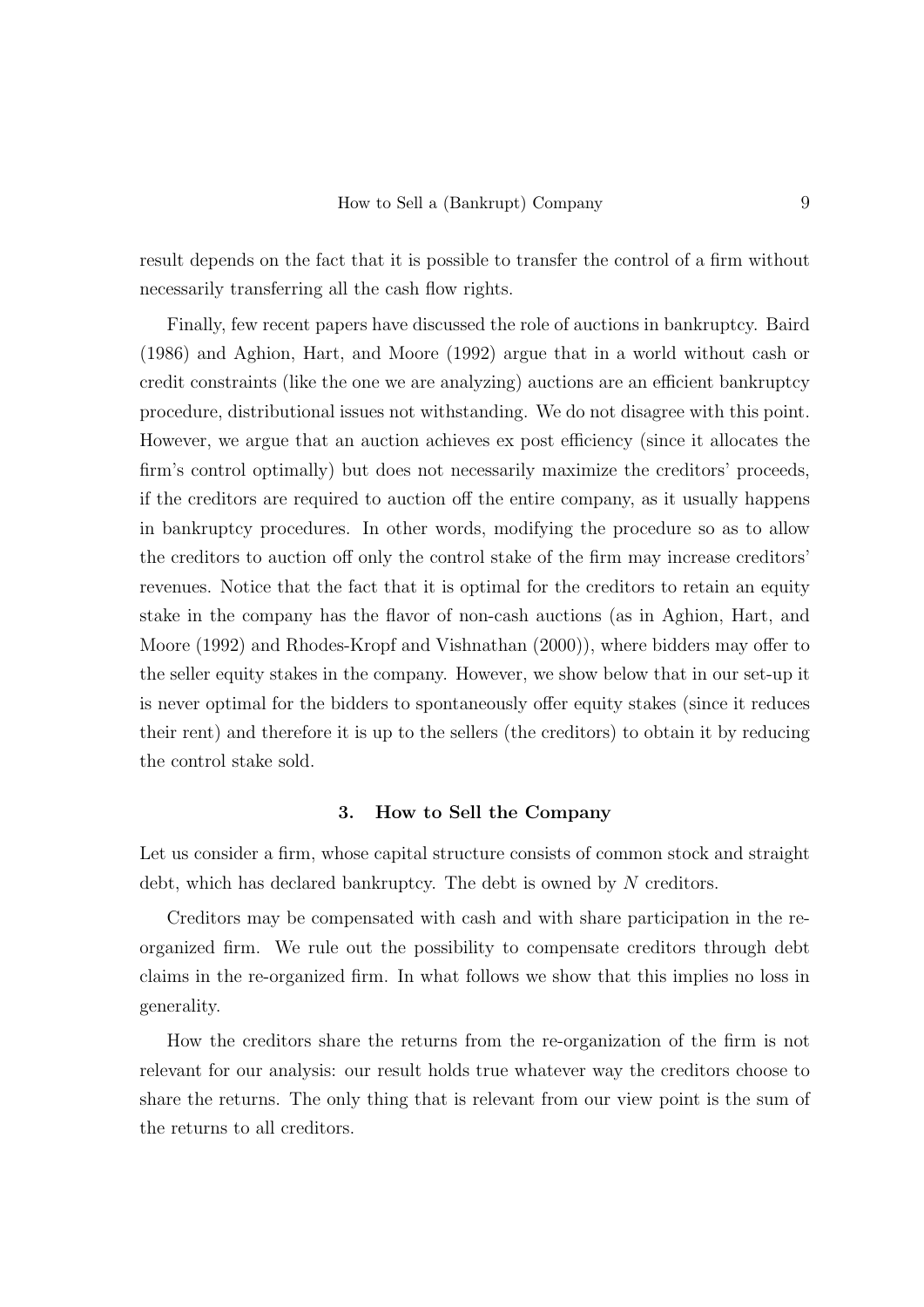result depends on the fact that it is possible to transfer the control of a firm without necessarily transferring all the cash flow rights.

Finally, few recent papers have discussed the role of auctions in bankruptcy. Baird (1986) and Aghion, Hart, and Moore (1992) argue that in a world without cash or credit constraints (like the one we are analyzing) auctions are an efficient bankruptcy procedure, distributional issues not withstanding. We do not disagree with this point. However, we argue that an auction achieves ex post efficiency (since it allocates the firm's control optimally) but does not necessarily maximize the creditors' proceeds, if the creditors are required to auction off the entire company, as it usually happens in bankruptcy procedures. In other words, modifying the procedure so as to allow the creditors to auction off only the control stake of the firm may increase creditors' revenues. Notice that the fact that it is optimal for the creditors to retain an equity stake in the company has the flavor of non-cash auctions (as in Aghion, Hart, and Moore (1992) and Rhodes-Kropf and Vishnathan (2000)), where bidders may offer to the seller equity stakes in the company. However, we show below that in our set-up it is never optimal for the bidders to spontaneously offer equity stakes (since it reduces their rent) and therefore it is up to the sellers (the creditors) to obtain it by reducing the control stake sold.

## 3. How to Sell the Company

Let us consider a firm, whose capital structure consists of common stock and straight debt, which has declared bankruptcy. The debt is owned by $N$ creditors.

Creditors may be compensated with cash and with share participation in the re-organized firm. We rule out the possibility to compensate creditors through debt claims in the re-organized firm. In what follows we show that this implies no loss in generality.

How the creditors share the returns from the re-organization of the firm is not relevant for our analysis: our result holds true whatever way the creditors choose to share the returns. The only thing that is relevant from our view point is the sum of the returns to all creditors.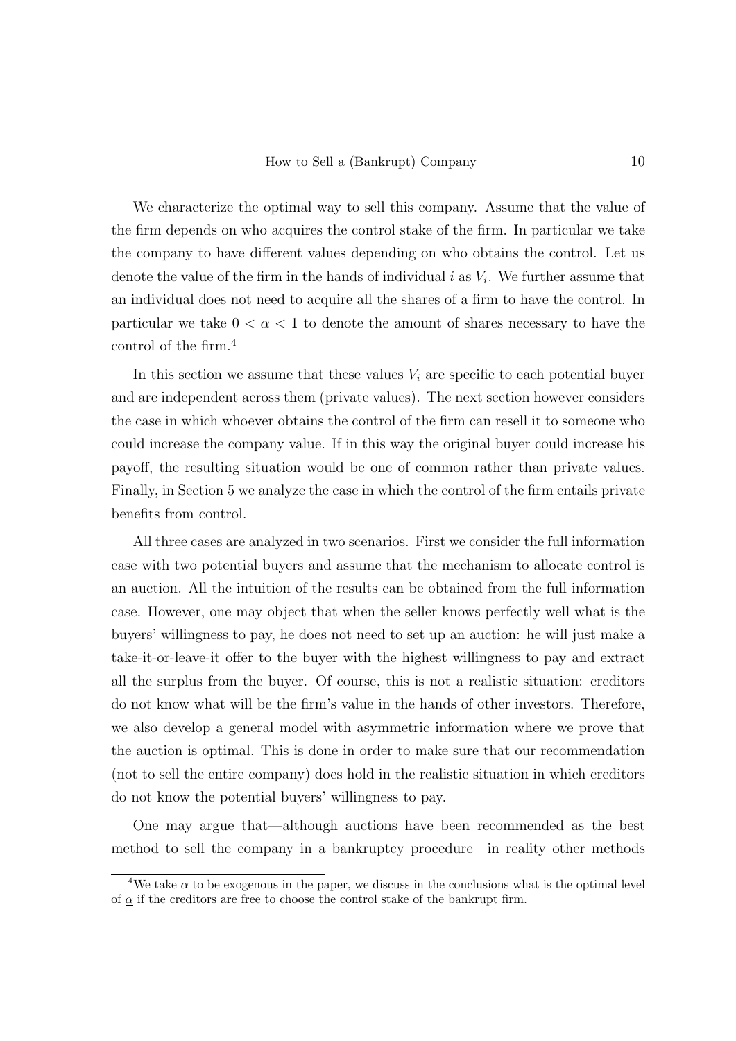We characterize the optimal way to sell this company. Assume that the value of the firm depends on who acquires the control stake of the firm. In particular we take the company to have different values depending on who obtains the control. Let us denote the value of the firm in the hands of individual $i$ as $V_i$. We further assume that an individual does not need to acquire all the shares of a firm to have the control. In particular we take $0 < \underline{\alpha} < 1$ to denote the amount of shares necessary to have the control of the firm.[4]

In this section we assume that these values $V_i$ are specific to each potential buyer and are independent across them (private values). The next section however considers the case in which whoever obtains the control of the firm can resell it to someone who could increase the company value. If in this way the original buyer could increase his payoff, the resulting situation would be one of common rather than private values. Finally, in Section 5 we analyze the case in which the control of the firm entails private benefits from control.

All three cases are analyzed in two scenarios. First we consider the full information case with two potential buyers and assume that the mechanism to allocate control is an auction. All the intuition of the results can be obtained from the full information case. However, one may object that when the seller knows perfectly well what is the buyers' willingness to pay, he does not need to set up an auction: he will just make a take-it-or-leave-it offer to the buyer with the highest willingness to pay and extract all the surplus from the buyer. Of course, this is not a realistic situation: creditors do not know what will be the firm's value in the hands of other investors. Therefore, we also develop a general model with asymmetric information where we prove that the auction is optimal. This is done in order to make sure that our recommendation (not to sell the entire company) does hold in the realistic situation in which creditors do not know the potential buyers' willingness to pay.

One may argue that—although auctions have been recommended as the best method to sell the company in a bankruptcy procedure—in reality other methods

---

[4] We take $\underline{\alpha}$ to be exogenous in the paper, we discuss in the conclusions what is the optimal level of $\underline{\alpha}$ if the creditors are free to choose the control stake of the bankrupt firm.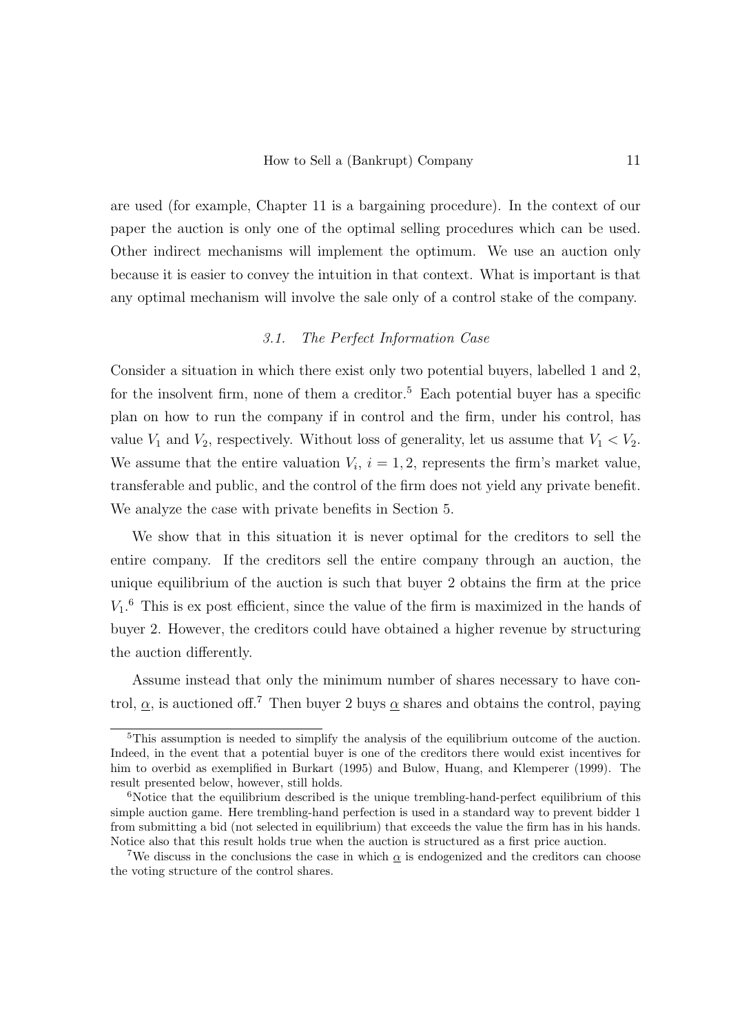are used (for example, Chapter 11 is a bargaining procedure). In the context of our paper the auction is only one of the optimal selling procedures which can be used. Other indirect mechanisms will implement the optimum. We use an auction only because it is easier to convey the intuition in that context. What is important is that any optimal mechanism will involve the sale only of a control stake of the company.

### *3.1. The Perfect Information Case*

Consider a situation in which there exist only two potential buyers, labelled 1 and 2, for the insolvent firm, none of them a creditor.[5] Each potential buyer has a specific plan on how to run the company if in control and the firm, under his control, has value $V_1$ and $V_2$, respectively. Without loss of generality, let us assume that $V_1 < V_2$. We assume that the entire valuation $V_i$, $i = 1, 2$, represents the firm's market value, transferable and public, and the control of the firm does not yield any private benefit. We analyze the case with private benefits in Section 5.

We show that in this situation it is never optimal for the creditors to sell the entire company. If the creditors sell the entire company through an auction, the unique equilibrium of the auction is such that buyer 2 obtains the firm at the price $V_1$.[6] This is ex post efficient, since the value of the firm is maximized in the hands of buyer 2. However, the creditors could have obtained a higher revenue by structuring the auction differently.

Assume instead that only the minimum number of shares necessary to have control, $\underline{\alpha}$, is auctioned off.[7] Then buyer 2 buys $\underline{\alpha}$ shares and obtains the control, paying

---

[5] This assumption is needed to simplify the analysis of the equilibrium outcome of the auction. Indeed, in the event that a potential buyer is one of the creditors there would exist incentives for him to overbid as exemplified in Burkart (1995) and Bulow, Huang, and Klemperer (1999). The result presented below, however, still holds.

[6] Notice that the equilibrium described is the unique trembling-hand-perfect equilibrium of this simple auction game. Here trembling-hand perfection is used in a standard way to prevent bidder 1 from submitting a bid (not selected in equilibrium) that exceeds the value the firm has in his hands. Notice also that this result holds true when the auction is structured as a first price auction.

[7] We discuss in the conclusions the case in which $\underline{\alpha}$ is endogenized and the creditors can choose the voting structure of the control shares.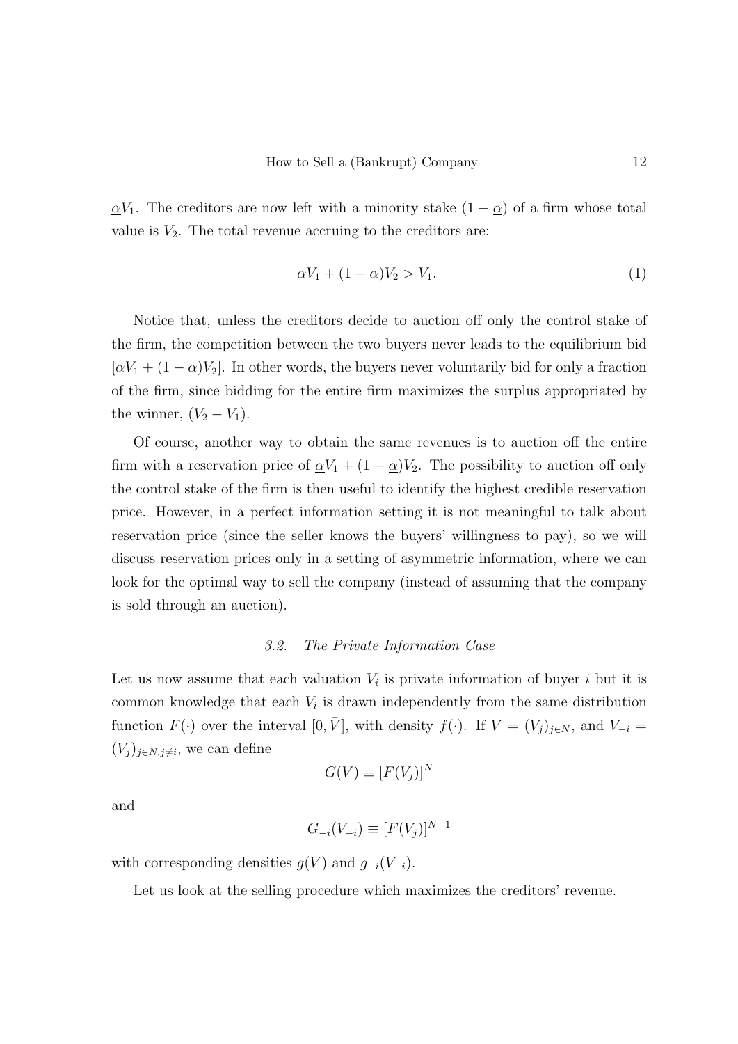$\underline{\alpha}V_1$. The creditors are now left with a minority stake $(1-\underline{\alpha})$ of a firm whose total value is $V_2$. The total revenue accruing to the creditors are:

$$\underline{\alpha}V_1 + (1-\underline{\alpha})V_2 > V_1. \tag{1}$$

Notice that, unless the creditors decide to auction off only the control stake of the firm, the competition between the two buyers never leads to the equilibrium bid $[\underline{\alpha}V_1 + (1-\underline{\alpha})V_2]$. In other words, the buyers never voluntarily bid for only a fraction of the firm, since bidding for the entire firm maximizes the surplus appropriated by the winner, $(V_2 - V_1)$.

Of course, another way to obtain the same revenues is to auction off the entire firm with a reservation price of $\underline{\alpha}V_1 + (1-\underline{\alpha})V_2$. The possibility to auction off only the control stake of the firm is then useful to identify the highest credible reservation price. However, in a perfect information setting it is not meaningful to talk about reservation price (since the seller knows the buyers' willingness to pay), so we will discuss reservation prices only in a setting of asymmetric information, where we can look for the optimal way to sell the company (instead of assuming that the company is sold through an auction).

### *3.2. The Private Information Case*

Let us now assume that each valuation $V_i$ is private information of buyer $i$ but it is common knowledge that each $V_i$ is drawn independently from the same distribution function $F(\cdot)$ over the interval $[0, \bar{V}]$, with density $f(\cdot)$. If $V = (V_j)_{j \in N}$, and $V_{-i} = (V_j)_{j \in N, j \neq i}$, we can define

$$G(V) \equiv [F(V_j)]^N$$

and

$$G_{-i}(V_{-i}) \equiv [F(V_j)]^{N-1}$$

with corresponding densities $g(V)$ and $g_{-i}(V_{-i})$.

Let us look at the selling procedure which maximizes the creditors' revenue.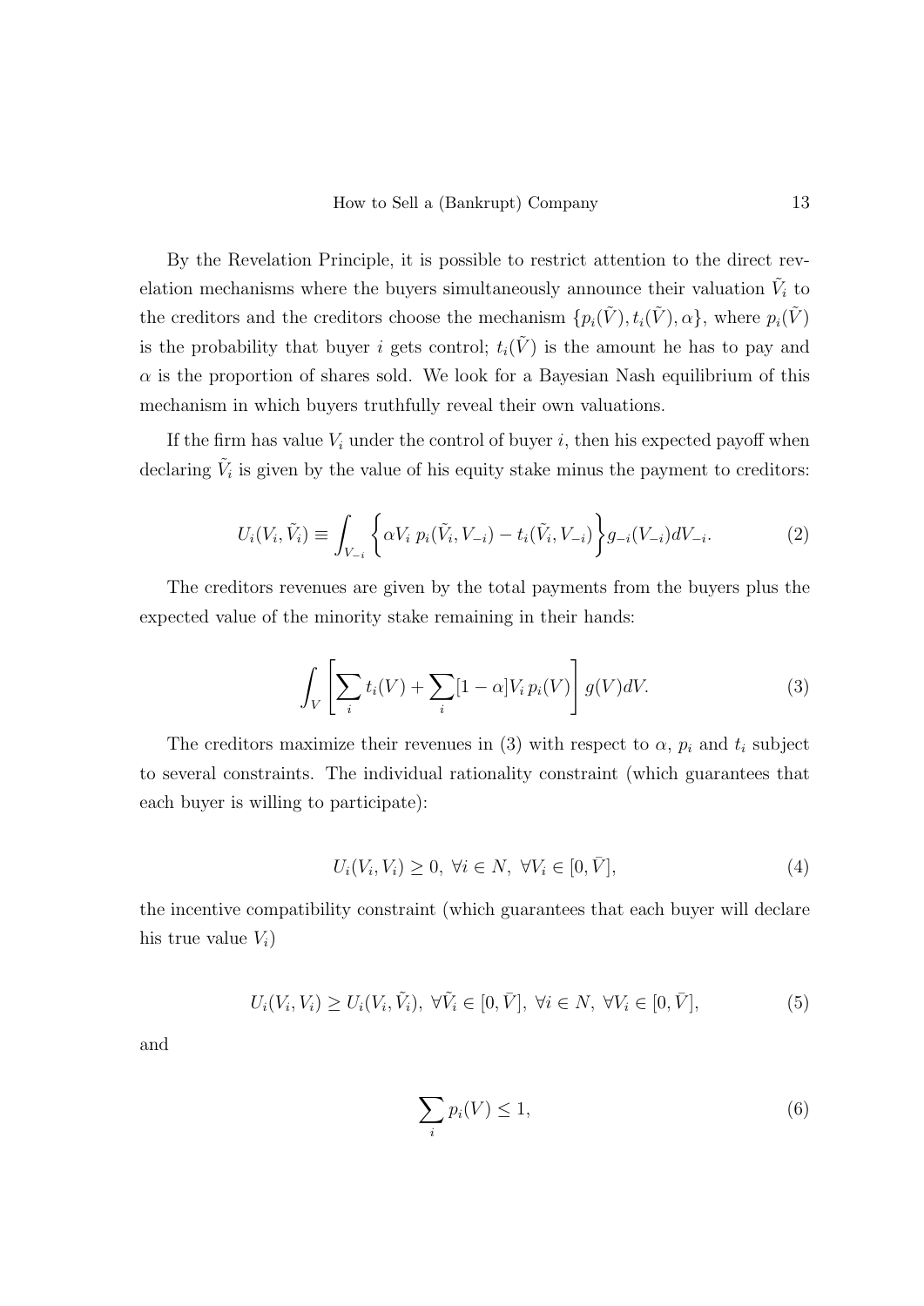By the Revelation Principle, it is possible to restrict attention to the direct revelation mechanisms where the buyers simultaneously announce their valuation $\tilde{V}_i$ to the creditors and the creditors choose the mechanism $\{p_i(\tilde{V}), t_i(\tilde{V}), \alpha\}$, where $p_i(\tilde{V})$ is the probability that buyer $i$ gets control; $t_i(\tilde{V})$ is the amount he has to pay and $\alpha$ is the proportion of shares sold. We look for a Bayesian Nash equilibrium of this mechanism in which buyers truthfully reveal their own valuations.

If the firm has value $V_i$ under the control of buyer $i$, then his expected payoff when declaring $\tilde{V}_i$ is given by the value of his equity stake minus the payment to creditors:

$$U_i(V_i, \tilde{V}_i) \equiv \int_{V_{-i}} \left\{ \alpha V_i \, p_i(\tilde{V}_i, V_{-i}) - t_i(\tilde{V}_i, V_{-i}) \right\} g_{-i}(V_{-i}) dV_{-i}. \tag{2}$$

The creditors revenues are given by the total payments from the buyers plus the expected value of the minority stake remaining in their hands:

$$\int_V \left[ \sum_i t_i(V) + \sum_i [1 - \alpha] V_i \, p_i(V) \right] g(V) dV. \tag{3}$$

The creditors maximize their revenues in (3) with respect to $\alpha$, $p_i$ and $t_i$ subject to several constraints. The individual rationality constraint (which guarantees that each buyer is willing to participate):

$$U_i(V_i, V_i) \geq 0, \ \forall i \in N, \ \forall V_i \in [0, \bar{V}], \tag{4}$$

the incentive compatibility constraint (which guarantees that each buyer will declare his true value $V_i$)

$$U_i(V_i, V_i) \geq U_i(V_i, \tilde{V}_i), \ \forall \tilde{V}_i \in [0, \bar{V}], \ \forall i \in N, \ \forall V_i \in [0, \bar{V}], \tag{5}$$

and

$$\sum_i p_i(V) \leq 1, \tag{6}$$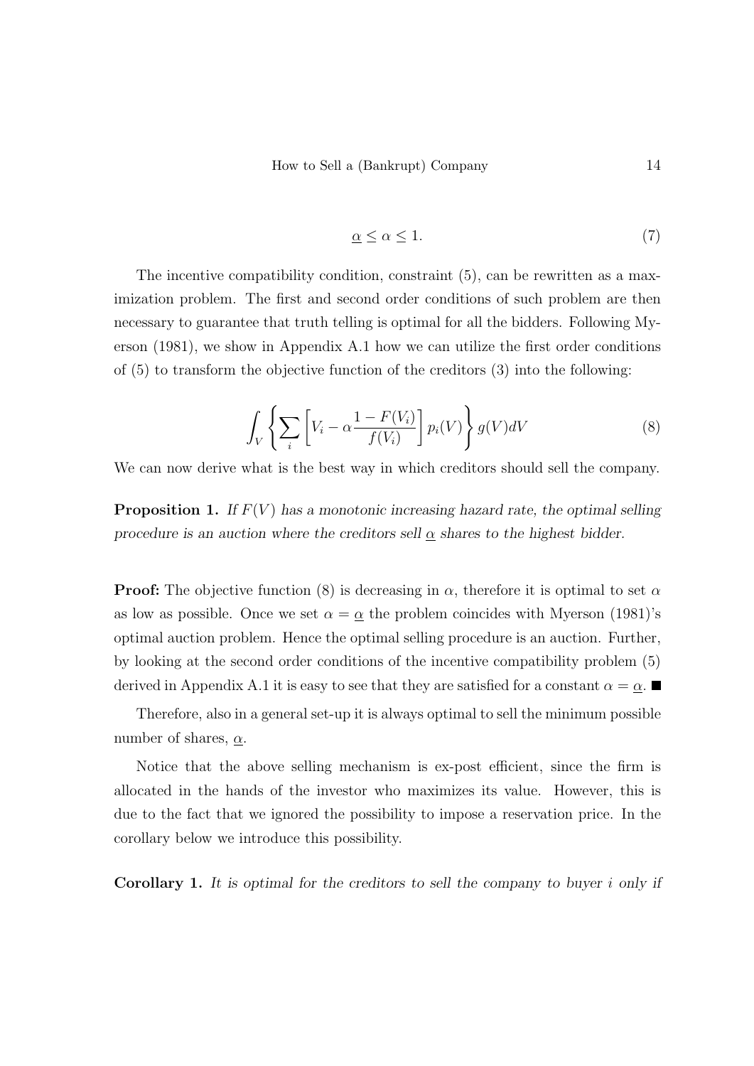$$\underline{\alpha} \leq \alpha \leq 1. \tag{7}$$

The incentive compatibility condition, constraint (5), can be rewritten as a maximization problem. The first and second order conditions of such problem are then necessary to guarantee that truth telling is optimal for all the bidders. Following Myerson (1981), we show in Appendix A.1 how we can utilize the first order conditions of (5) to transform the objective function of the creditors (3) into the following:

$$\int_V \left\{ \sum_i \left[ V_i - \alpha \frac{1 - F(V_i)}{f(V_i)} \right] p_i(V) \right\} g(V) dV \tag{8}$$

We can now derive what is the best way in which creditors should sell the company.

**Proposition 1.** *If $F(V)$ has a monotonic increasing hazard rate, the optimal selling procedure is an auction where the creditors sell $\underline{\alpha}$ shares to the highest bidder.*

**Proof:** The objective function (8) is decreasing in $\alpha$, therefore it is optimal to set $\alpha$ as low as possible. Once we set $\alpha = \underline{\alpha}$ the problem coincides with Myerson (1981)'s optimal auction problem. Hence the optimal selling procedure is an auction. Further, by looking at the second order conditions of the incentive compatibility problem (5) derived in Appendix A.1 it is easy to see that they are satisfied for a constant $\alpha = \underline{\alpha}$. ■

Therefore, also in a general set-up it is always optimal to sell the minimum possible number of shares, $\underline{\alpha}$.

Notice that the above selling mechanism is ex-post efficient, since the firm is allocated in the hands of the investor who maximizes its value. However, this is due to the fact that we ignored the possibility to impose a reservation price. In the corollary below we introduce this possibility.

**Corollary 1.** *It is optimal for the creditors to sell the company to buyer $i$ only if*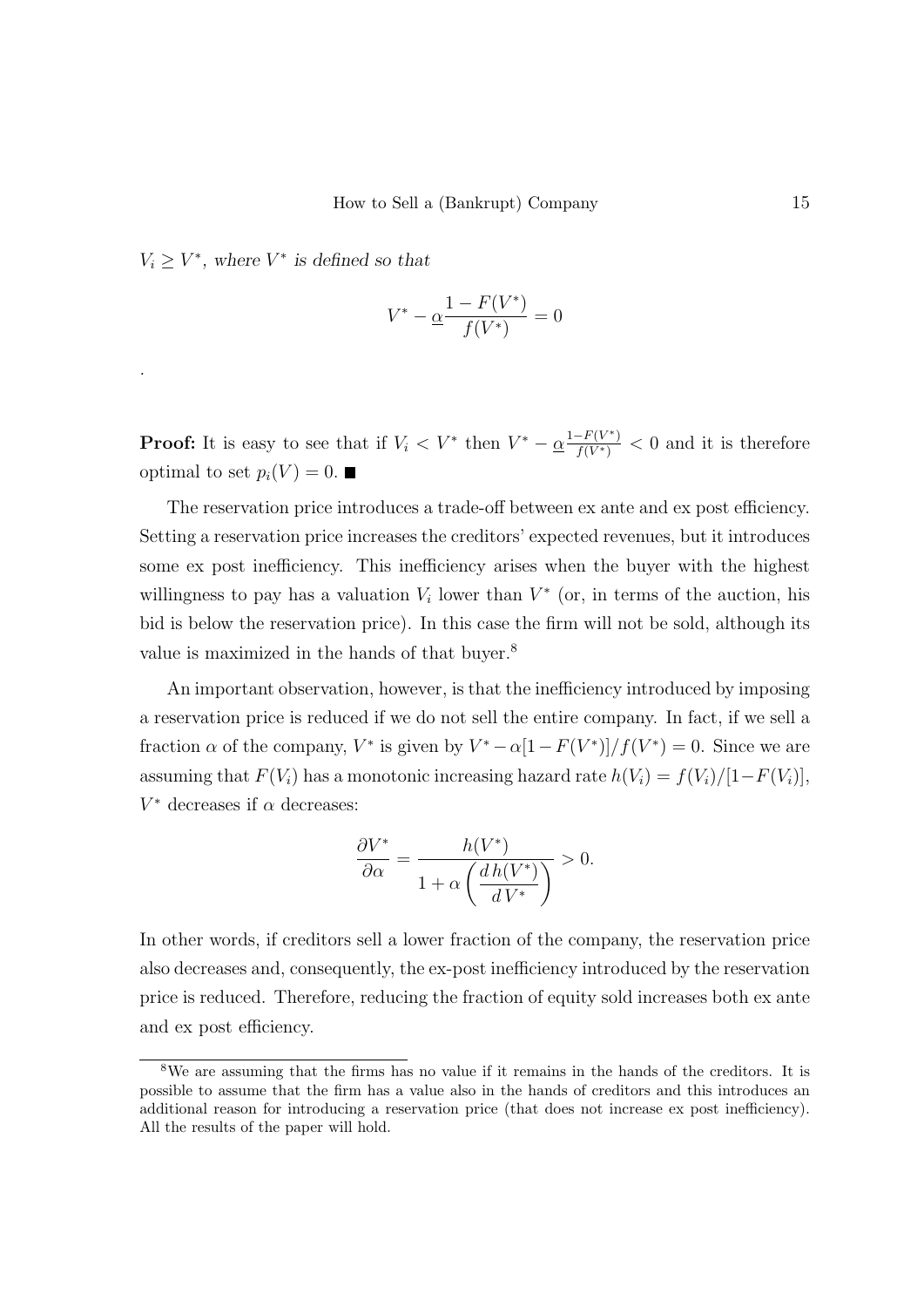*$V_i \geq V^*$, where $V^*$ is defined so that*

$$V^* - \underline{\alpha}\frac{1 - F(V^*)}{f(V^*)} = 0$$

.

**Proof:** It is easy to see that if $V_i < V^*$ then $V^* - \underline{\alpha}\frac{1-F(V^*)}{f(V^*)} < 0$ and it is therefore optimal to set $p_i(V) = 0$. ■

The reservation price introduces a trade-off between ex ante and ex post efficiency. Setting a reservation price increases the creditors' expected revenues, but it introduces some ex post inefficiency. This inefficiency arises when the buyer with the highest willingness to pay has a valuation $V_i$ lower than $V^*$ (or, in terms of the auction, his bid is below the reservation price). In this case the firm will not be sold, although its value is maximized in the hands of that buyer.[8]

An important observation, however, is that the inefficiency introduced by imposing a reservation price is reduced if we do not sell the entire company. In fact, if we sell a fraction $\alpha$ of the company, $V^*$ is given by $V^* - \alpha[1 - F(V^*)]/f(V^*) = 0$. Since we are assuming that $F(V_i)$ has a monotonic increasing hazard rate $h(V_i) = f(V_i)/[1 - F(V_i)]$, $V^*$ decreases if $\alpha$ decreases:

$$\frac{\partial V^*}{\partial \alpha} = \frac{h(V^*)}{1 + \alpha\left(\dfrac{d\,h(V^*)}{d\,V^*}\right)} > 0.$$

In other words, if creditors sell a lower fraction of the company, the reservation price also decreases and, consequently, the ex-post inefficiency introduced by the reservation price is reduced. Therefore, reducing the fraction of equity sold increases both ex ante and ex post efficiency.

[8] We are assuming that the firms has no value if it remains in the hands of the creditors. It is possible to assume that the firm has a value also in the hands of creditors and this introduces an additional reason for introducing a reservation price (that does not increase ex post inefficiency). All the results of the paper will hold.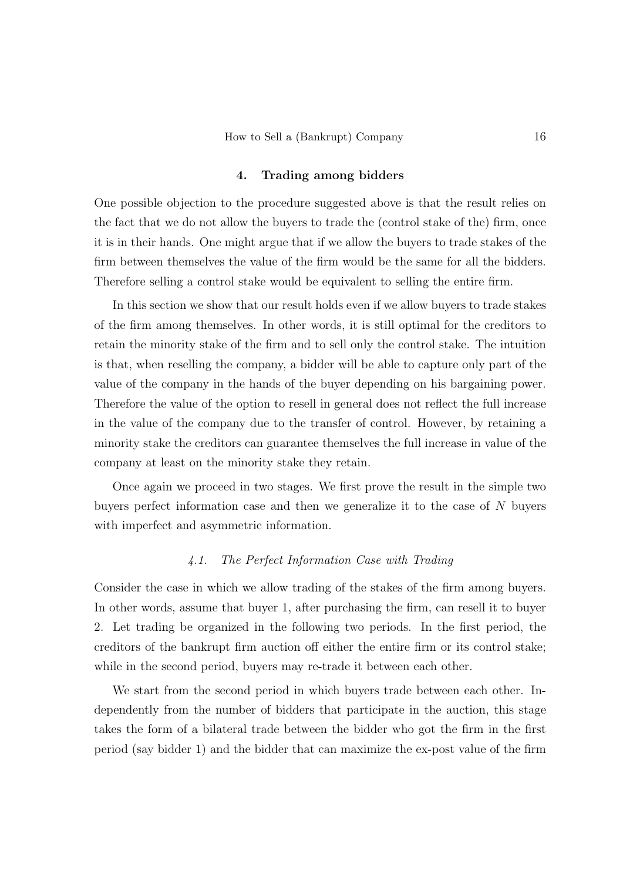## 4. Trading among bidders

One possible objection to the procedure suggested above is that the result relies on the fact that we do not allow the buyers to trade the (control stake of the) firm, once it is in their hands. One might argue that if we allow the buyers to trade stakes of the firm between themselves the value of the firm would be the same for all the bidders. Therefore selling a control stake would be equivalent to selling the entire firm.

In this section we show that our result holds even if we allow buyers to trade stakes of the firm among themselves. In other words, it is still optimal for the creditors to retain the minority stake of the firm and to sell only the control stake. The intuition is that, when reselling the company, a bidder will be able to capture only part of the value of the company in the hands of the buyer depending on his bargaining power. Therefore the value of the option to resell in general does not reflect the full increase in the value of the company due to the transfer of control. However, by retaining a minority stake the creditors can guarantee themselves the full increase in value of the company at least on the minority stake they retain.

Once again we proceed in two stages. We first prove the result in the simple two buyers perfect information case and then we generalize it to the case of $N$ buyers with imperfect and asymmetric information.

### *4.1. The Perfect Information Case with Trading*

Consider the case in which we allow trading of the stakes of the firm among buyers. In other words, assume that buyer 1, after purchasing the firm, can resell it to buyer 2. Let trading be organized in the following two periods. In the first period, the creditors of the bankrupt firm auction off either the entire firm or its control stake; while in the second period, buyers may re-trade it between each other.

We start from the second period in which buyers trade between each other. Independently from the number of bidders that participate in the auction, this stage takes the form of a bilateral trade between the bidder who got the firm in the first period (say bidder 1) and the bidder that can maximize the ex-post value of the firm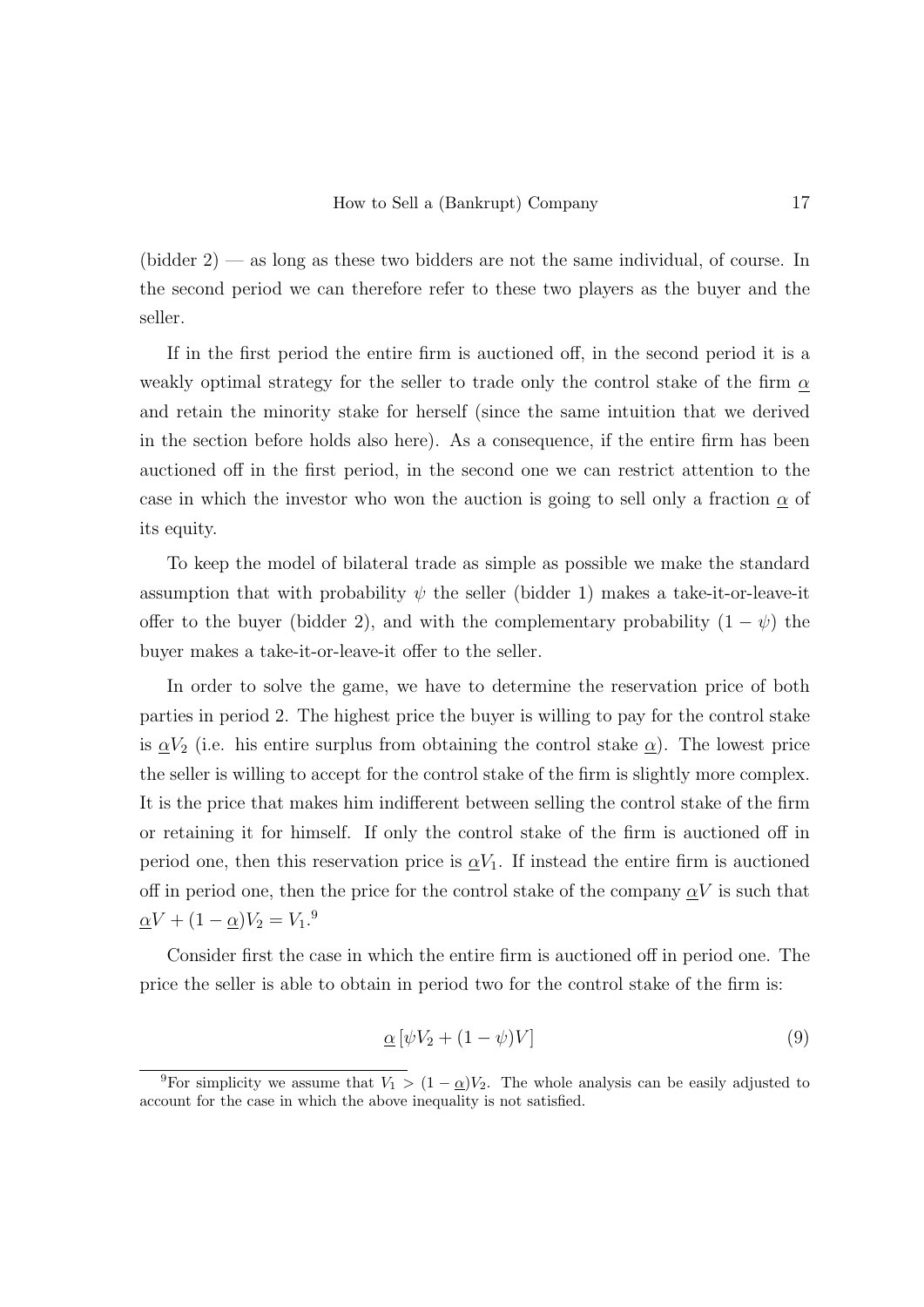(bidder 2) — as long as these two bidders are not the same individual, of course. In the second period we can therefore refer to these two players as the buyer and the seller.

If in the first period the entire firm is auctioned off, in the second period it is a weakly optimal strategy for the seller to trade only the control stake of the firm $\underline{\alpha}$ and retain the minority stake for herself (since the same intuition that we derived in the section before holds also here). As a consequence, if the entire firm has been auctioned off in the first period, in the second one we can restrict attention to the case in which the investor who won the auction is going to sell only a fraction $\underline{\alpha}$ of its equity.

To keep the model of bilateral trade as simple as possible we make the standard assumption that with probability $\psi$ the seller (bidder 1) makes a take-it-or-leave-it offer to the buyer (bidder 2), and with the complementary probability $(1 - \psi)$ the buyer makes a take-it-or-leave-it offer to the seller.

In order to solve the game, we have to determine the reservation price of both parties in period 2. The highest price the buyer is willing to pay for the control stake is $\underline{\alpha}V_2$ (i.e. his entire surplus from obtaining the control stake $\underline{\alpha}$). The lowest price the seller is willing to accept for the control stake of the firm is slightly more complex. It is the price that makes him indifferent between selling the control stake of the firm or retaining it for himself. If only the control stake of the firm is auctioned off in period one, then this reservation price is $\underline{\alpha}V_1$. If instead the entire firm is auctioned off in period one, then the price for the control stake of the company $\underline{\alpha}V$ is such that $\underline{\alpha}V + (1 - \underline{\alpha})V_2 = V_1$.[9]

Consider first the case in which the entire firm is auctioned off in period one. The price the seller is able to obtain in period two for the control stake of the firm is:

$$\underline{\alpha}\left[\psi V_2 + (1 - \psi)V\right] \tag{9}$$

[9]For simplicity we assume that $V_1 > (1 - \underline{\alpha})V_2$. The whole analysis can be easily adjusted to account for the case in which the above inequality is not satisfied.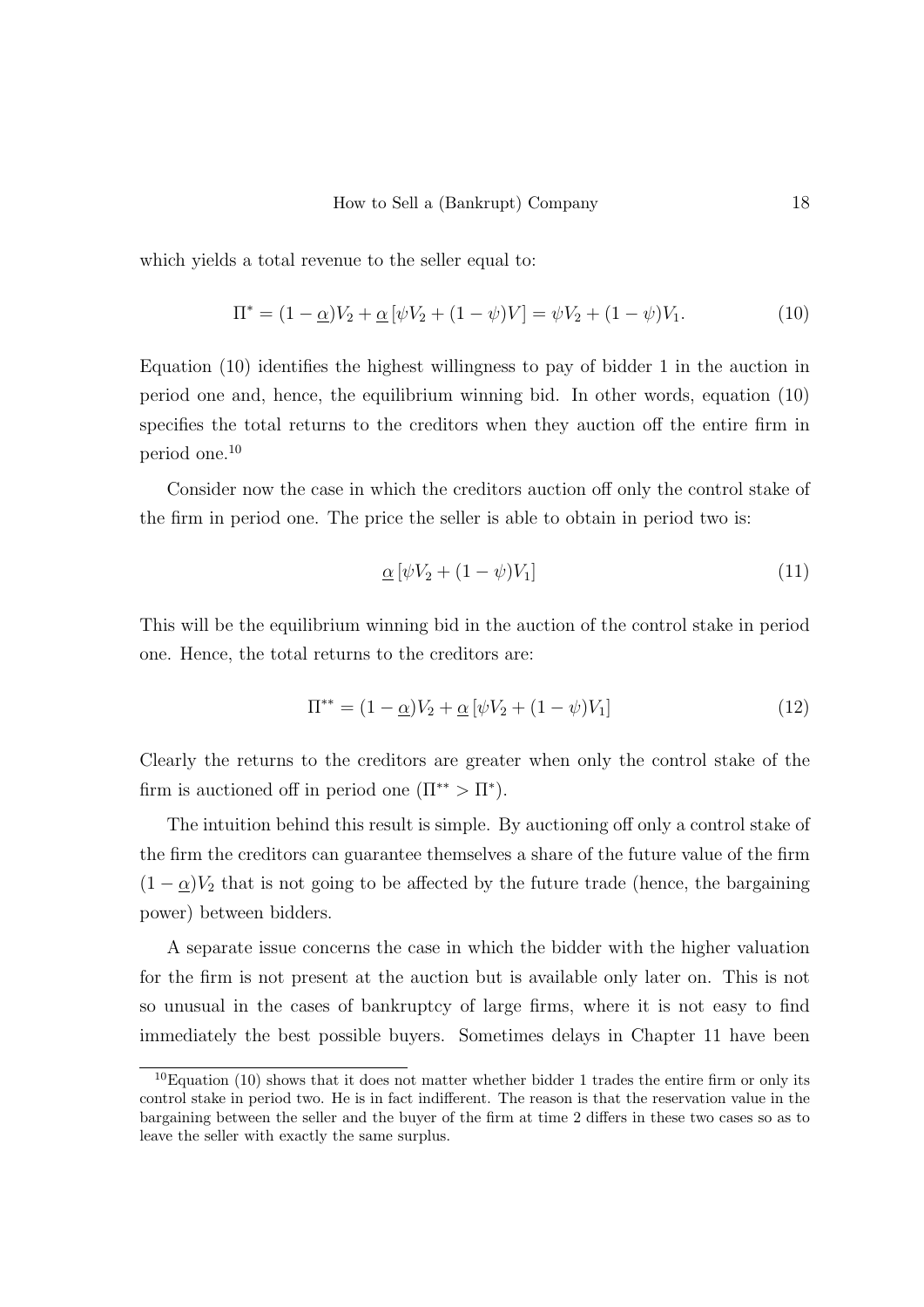which yields a total revenue to the seller equal to:

$$\Pi^* = (1 - \underline{\alpha})V_2 + \underline{\alpha}\left[\psi V_2 + (1 - \psi)V\right] = \psi V_2 + (1 - \psi)V_1. \tag{10}$$

Equation (10) identifies the highest willingness to pay of bidder 1 in the auction in period one and, hence, the equilibrium winning bid. In other words, equation (10) specifies the total returns to the creditors when they auction off the entire firm in period one.[10]

Consider now the case in which the creditors auction off only the control stake of the firm in period one. The price the seller is able to obtain in period two is:

$$\underline{\alpha}\left[\psi V_2 + (1 - \psi)V_1\right] \tag{11}$$

This will be the equilibrium winning bid in the auction of the control stake in period one. Hence, the total returns to the creditors are:

$$\Pi^{**} = (1 - \underline{\alpha})V_2 + \underline{\alpha}\left[\psi V_2 + (1 - \psi)V_1\right] \tag{12}$$

Clearly the returns to the creditors are greater when only the control stake of the firm is auctioned off in period one ($\Pi^{**} > \Pi^*$).

The intuition behind this result is simple. By auctioning off only a control stake of the firm the creditors can guarantee themselves a share of the future value of the firm $(1 - \underline{\alpha})V_2$ that is not going to be affected by the future trade (hence, the bargaining power) between bidders.

A separate issue concerns the case in which the bidder with the higher valuation for the firm is not present at the auction but is available only later on. This is not so unusual in the cases of bankruptcy of large firms, where it is not easy to find immediately the best possible buyers. Sometimes delays in Chapter 11 have been

[10] Equation (10) shows that it does not matter whether bidder 1 trades the entire firm or only its control stake in period two. He is in fact indifferent. The reason is that the reservation value in the bargaining between the seller and the buyer of the firm at time 2 differs in these two cases so as to leave the seller with exactly the same surplus.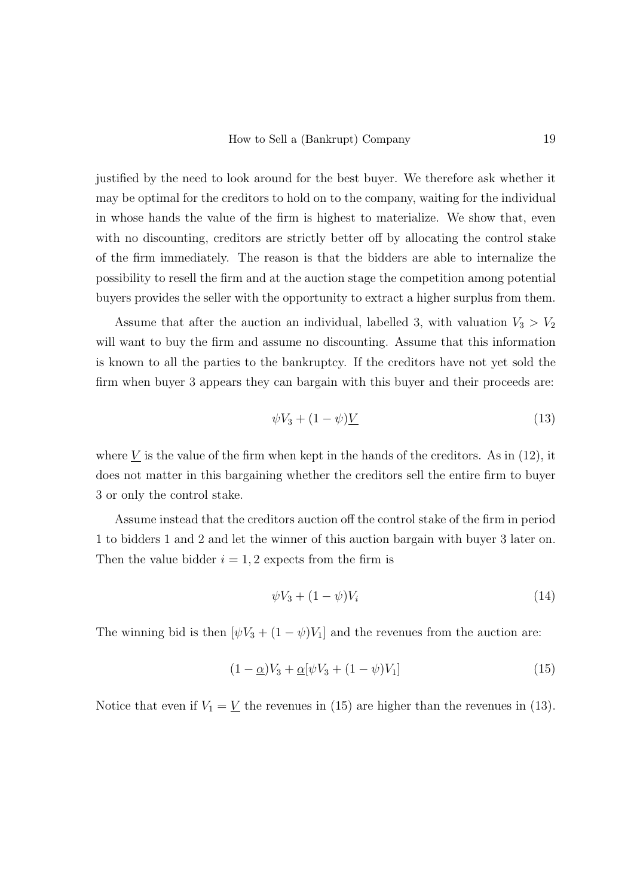justified by the need to look around for the best buyer. We therefore ask whether it may be optimal for the creditors to hold on to the company, waiting for the individual in whose hands the value of the firm is highest to materialize. We show that, even with no discounting, creditors are strictly better off by allocating the control stake of the firm immediately. The reason is that the bidders are able to internalize the possibility to resell the firm and at the auction stage the competition among potential buyers provides the seller with the opportunity to extract a higher surplus from them.

Assume that after the auction an individual, labelled 3, with valuation $V_3 > V_2$ will want to buy the firm and assume no discounting. Assume that this information is known to all the parties to the bankruptcy. If the creditors have not yet sold the firm when buyer 3 appears they can bargain with this buyer and their proceeds are:

$$\psi V_3 + (1 - \psi)\underline{V} \tag{13}$$

where $\underline{V}$ is the value of the firm when kept in the hands of the creditors. As in (12), it does not matter in this bargaining whether the creditors sell the entire firm to buyer 3 or only the control stake.

Assume instead that the creditors auction off the control stake of the firm in period 1 to bidders 1 and 2 and let the winner of this auction bargain with buyer 3 later on. Then the value bidder $i = 1, 2$ expects from the firm is

$$\psi V_3 + (1 - \psi)V_i \tag{14}$$

The winning bid is then $[\psi V_3 + (1 - \psi)V_1]$ and the revenues from the auction are:

$$(1 - \underline{\alpha})V_3 + \underline{\alpha}[\psi V_3 + (1 - \psi)V_1] \tag{15}$$

Notice that even if $V_1 = \underline{V}$ the revenues in (15) are higher than the revenues in (13).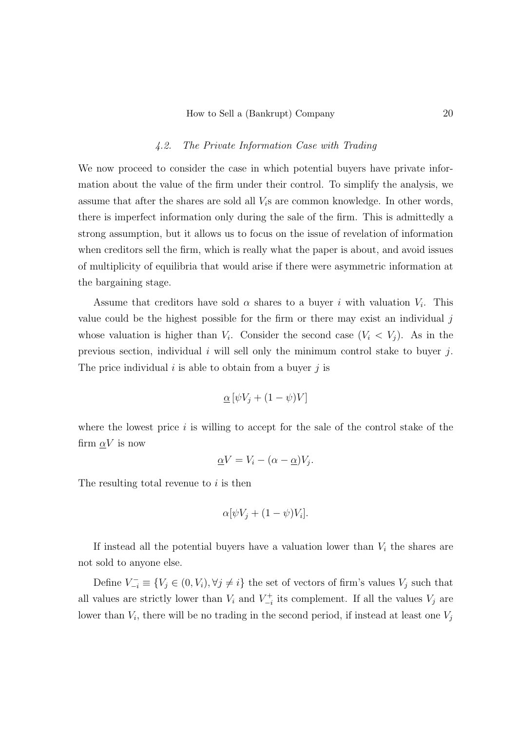### 4.2. The Private Information Case with Trading

We now proceed to consider the case in which potential buyers have private information about the value of the firm under their control. To simplify the analysis, we assume that after the shares are sold all $V_i$s are common knowledge. In other words, there is imperfect information only during the sale of the firm. This is admittedly a strong assumption, but it allows us to focus on the issue of revelation of information when creditors sell the firm, which is really what the paper is about, and avoid issues of multiplicity of equilibria that would arise if there were asymmetric information at the bargaining stage.

Assume that creditors have sold $\alpha$ shares to a buyer $i$ with valuation $V_i$. This value could be the highest possible for the firm or there may exist an individual $j$ whose valuation is higher than $V_i$. Consider the second case ($V_i < V_j$). As in the previous section, individual $i$ will sell only the minimum control stake to buyer $j$. The price individual $i$ is able to obtain from a buyer $j$ is

$$\underline{\alpha}\left[\psi V_j + (1-\psi)V\right]$$

where the lowest price $i$ is willing to accept for the sale of the control stake of the firm $\underline{\alpha}V$ is now

$$\underline{\alpha}V = V_i - (\alpha - \underline{\alpha})V_j.$$

The resulting total revenue to $i$ is then

$$\alpha[\psi V_j + (1-\psi)V_i].$$

If instead all the potential buyers have a valuation lower than $V_i$ the shares are not sold to anyone else.

Define $V_{-i}^{-} \equiv \{V_j \in (0, V_i), \forall j \neq i\}$ the set of vectors of firm's values $V_j$ such that all values are strictly lower than $V_i$ and $V_{-i}^{+}$ its complement. If all the values $V_j$ are lower than $V_i$, there will be no trading in the second period, if instead at least one $V_j$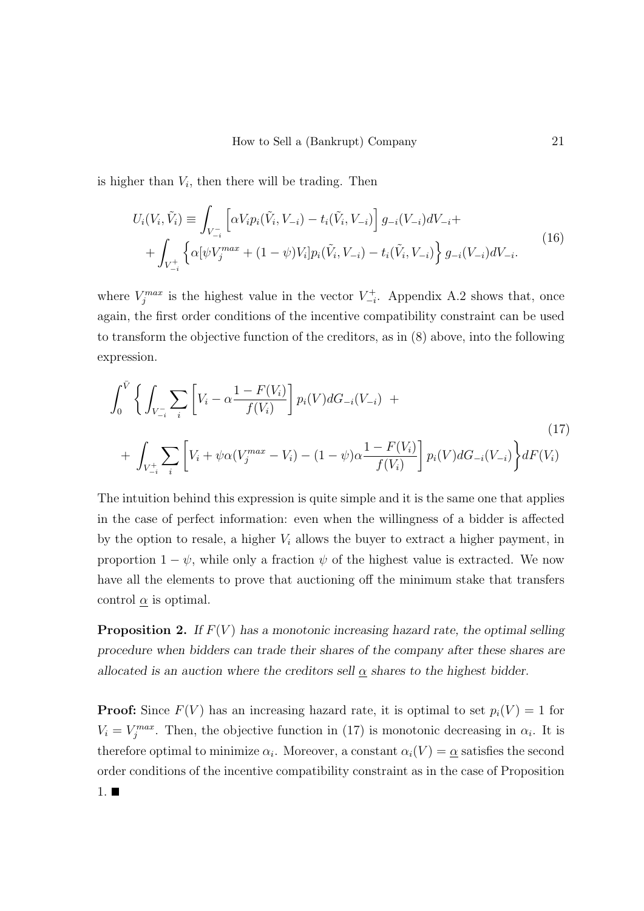is higher than $V_i$, then there will be trading. Then

$$
\begin{aligned}
U_i(V_i, \tilde{V}_i) \equiv & \int_{V_{-i}^{-}} \left[ \alpha V_i p_i(\tilde{V}_i, V_{-i}) - t_i(\tilde{V}_i, V_{-i}) \right] g_{-i}(V_{-i}) dV_{-i} + \\
& + \int_{V_{-i}^{+}} \left\{ \alpha[\psi V_j^{max} + (1-\psi)V_i] p_i(\tilde{V}_i, V_{-i}) - t_i(\tilde{V}_i, V_{-i}) \right\} g_{-i}(V_{-i}) dV_{-i}.
\end{aligned}
\tag{16}
$$

where $V_j^{max}$ is the highest value in the vector $V_{-i}^{+}$. Appendix A.2 shows that, once again, the first order conditions of the incentive compatibility constraint can be used to transform the objective function of the creditors, as in (8) above, into the following expression.

$$
\begin{aligned}
\int_0^{\bar{V}} \Bigg\{ & \int_{V_{-i}^{-}} \sum_i \left[ V_i - \alpha \frac{1-F(V_i)}{f(V_i)} \right] p_i(V) dG_{-i}(V_{-i}) \; + \\
& + \int_{V_{-i}^{+}} \sum_i \left[ V_i + \psi \alpha (V_j^{max} - V_i) - (1-\psi) \alpha \frac{1-F(V_i)}{f(V_i)} \right] p_i(V) dG_{-i}(V_{-i}) \Bigg\} dF(V_i)
\end{aligned}
\tag{17}
$$

The intuition behind this expression is quite simple and it is the same one that applies in the case of perfect information: even when the willingness of a bidder is affected by the option to resale, a higher $V_i$ allows the buyer to extract a higher payment, in proportion $1-\psi$, while only a fraction $\psi$ of the highest value is extracted. We now have all the elements to prove that auctioning off the minimum stake that transfers control $\underline{\alpha}$ is optimal.

**Proposition 2.** *If $F(V)$ has a monotonic increasing hazard rate, the optimal selling procedure when bidders can trade their shares of the company after these shares are allocated is an auction where the creditors sell $\underline{\alpha}$ shares to the highest bidder.*

**Proof:** Since $F(V)$ has an increasing hazard rate, it is optimal to set $p_i(V) = 1$ for $V_i = V_j^{max}$. Then, the objective function in (17) is monotonic decreasing in $\alpha_i$. It is therefore optimal to minimize $\alpha_i$. Moreover, a constant $\alpha_i(V) = \underline{\alpha}$ satisfies the second order conditions of the incentive compatibility constraint as in the case of Proposition 1. ■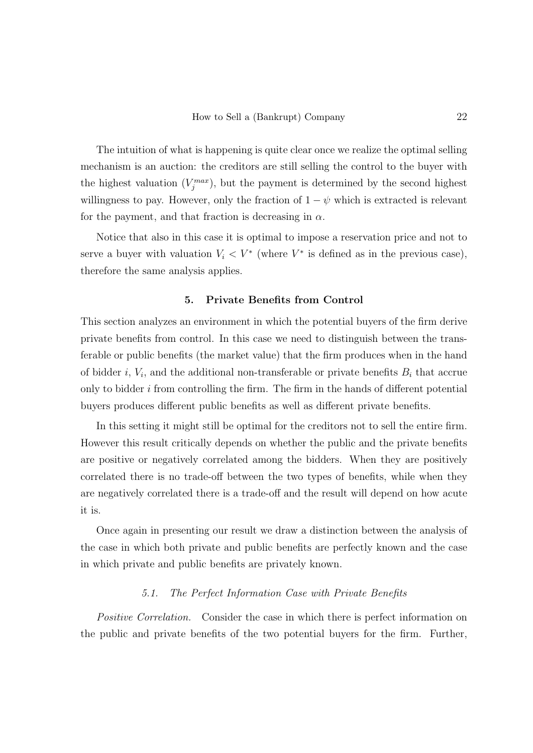The intuition of what is happening is quite clear once we realize the optimal selling mechanism is an auction: the creditors are still selling the control to the buyer with the highest valuation ($V_j^{max}$), but the payment is determined by the second highest willingness to pay. However, only the fraction of $1 - \psi$ which is extracted is relevant for the payment, and that fraction is decreasing in $\alpha$.

Notice that also in this case it is optimal to impose a reservation price and not to serve a buyer with valuation $V_i < V^*$ (where $V^*$ is defined as in the previous case), therefore the same analysis applies.

## 5. Private Benefits from Control

This section analyzes an environment in which the potential buyers of the firm derive private benefits from control. In this case we need to distinguish between the transferable or public benefits (the market value) that the firm produces when in the hand of bidder $i$, $V_i$, and the additional non-transferable or private benefits $B_i$ that accrue only to bidder $i$ from controlling the firm. The firm in the hands of different potential buyers produces different public benefits as well as different private benefits.

In this setting it might still be optimal for the creditors not to sell the entire firm. However this result critically depends on whether the public and the private benefits are positive or negatively correlated among the bidders. When they are positively correlated there is no trade-off between the two types of benefits, while when they are negatively correlated there is a trade-off and the result will depend on how acute it is.

Once again in presenting our result we draw a distinction between the analysis of the case in which both private and public benefits are perfectly known and the case in which private and public benefits are privately known.

### 5.1. The Perfect Information Case with Private Benefits

*Positive Correlation.* Consider the case in which there is perfect information on the public and private benefits of the two potential buyers for the firm. Further,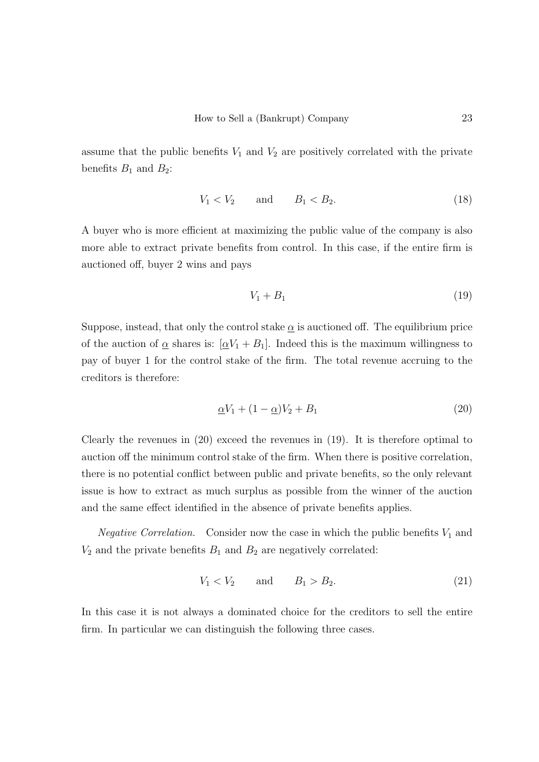assume that the public benefits $V_1$ and $V_2$ are positively correlated with the private benefits $B_1$ and $B_2$:

$$V_1 < V_2 \qquad \text{and} \qquad B_1 < B_2. \tag{18}$$

A buyer who is more efficient at maximizing the public value of the company is also more able to extract private benefits from control. In this case, if the entire firm is auctioned off, buyer 2 wins and pays

$$V_1 + B_1 \tag{19}$$

Suppose, instead, that only the control stake $\underline{\alpha}$ is auctioned off. The equilibrium price of the auction of $\underline{\alpha}$ shares is: $[\underline{\alpha}V_1 + B_1]$. Indeed this is the maximum willingness to pay of buyer 1 for the control stake of the firm. The total revenue accruing to the creditors is therefore:

$$\underline{\alpha}V_1 + (1 - \underline{\alpha})V_2 + B_1 \tag{20}$$

Clearly the revenues in (20) exceed the revenues in (19). It is therefore optimal to auction off the minimum control stake of the firm. When there is positive correlation, there is no potential conflict between public and private benefits, so the only relevant issue is how to extract as much surplus as possible from the winner of the auction and the same effect identified in the absence of private benefits applies.

*Negative Correlation.* Consider now the case in which the public benefits $V_1$ and $V_2$ and the private benefits $B_1$ and $B_2$ are negatively correlated:

$$V_1 < V_2 \qquad \text{and} \qquad B_1 > B_2. \tag{21}$$

In this case it is not always a dominated choice for the creditors to sell the entire firm. In particular we can distinguish the following three cases.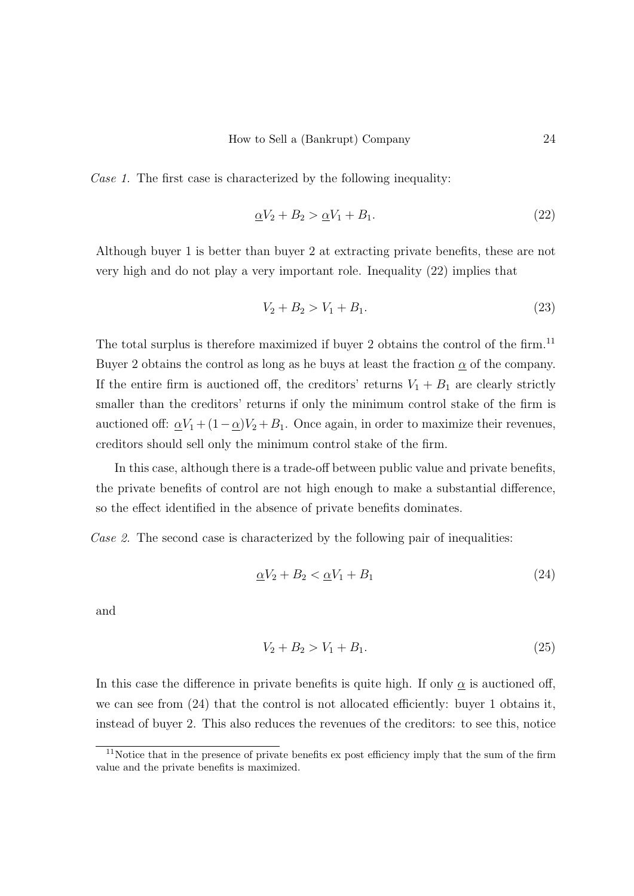*Case 1.* The first case is characterized by the following inequality:

$$\underline{\alpha}V_2 + B_2 > \underline{\alpha}V_1 + B_1. \tag{22}$$

Although buyer 1 is better than buyer 2 at extracting private benefits, these are not very high and do not play a very important role. Inequality (22) implies that

$$V_2 + B_2 > V_1 + B_1. \tag{23}$$

The total surplus is therefore maximized if buyer 2 obtains the control of the firm.[11] Buyer 2 obtains the control as long as he buys at least the fraction $\underline{\alpha}$ of the company. If the entire firm is auctioned off, the creditors' returns $V_1 + B_1$ are clearly strictly smaller than the creditors' returns if only the minimum control stake of the firm is auctioned off: $\underline{\alpha}V_1 + (1 - \underline{\alpha})V_2 + B_1$. Once again, in order to maximize their revenues, creditors should sell only the minimum control stake of the firm.

In this case, although there is a trade-off between public value and private benefits, the private benefits of control are not high enough to make a substantial difference, so the effect identified in the absence of private benefits dominates.

*Case 2.* The second case is characterized by the following pair of inequalities:

$$\underline{\alpha}V_2 + B_2 < \underline{\alpha}V_1 + B_1 \tag{24}$$

and

$$V_2 + B_2 > V_1 + B_1. \tag{25}$$

In this case the difference in private benefits is quite high. If only $\underline{\alpha}$ is auctioned off, we can see from (24) that the control is not allocated efficiently: buyer 1 obtains it, instead of buyer 2. This also reduces the revenues of the creditors: to see this, notice

[11] Notice that in the presence of private benefits ex post efficiency imply that the sum of the firm value and the private benefits is maximized.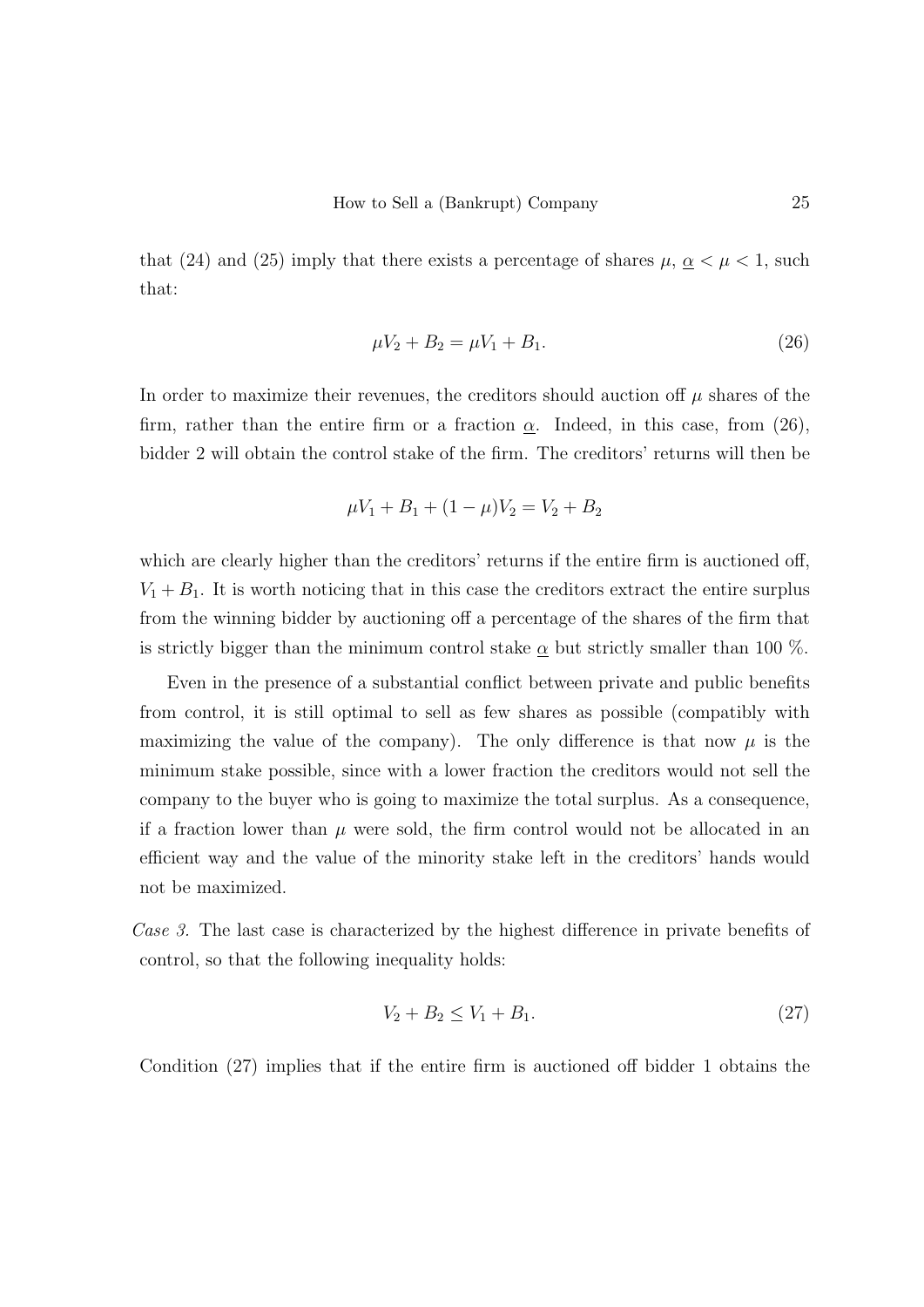that (24) and (25) imply that there exists a percentage of shares $\mu$, $\underline{\alpha} < \mu < 1$, such that:

$$\mu V_2 + B_2 = \mu V_1 + B_1. \tag{26}$$

In order to maximize their revenues, the creditors should auction off $\mu$ shares of the firm, rather than the entire firm or a fraction $\underline{\alpha}$. Indeed, in this case, from (26), bidder 2 will obtain the control stake of the firm. The creditors' returns will then be

$$\mu V_1 + B_1 + (1 - \mu)V_2 = V_2 + B_2$$

which are clearly higher than the creditors' returns if the entire firm is auctioned off, $V_1 + B_1$. It is worth noticing that in this case the creditors extract the entire surplus from the winning bidder by auctioning off a percentage of the shares of the firm that is strictly bigger than the minimum control stake $\underline{\alpha}$ but strictly smaller than 100 %.

Even in the presence of a substantial conflict between private and public benefits from control, it is still optimal to sell as few shares as possible (compatibly with maximizing the value of the company). The only difference is that now $\mu$ is the minimum stake possible, since with a lower fraction the creditors would not sell the company to the buyer who is going to maximize the total surplus. As a consequence, if a fraction lower than $\mu$ were sold, the firm control would not be allocated in an efficient way and the value of the minority stake left in the creditors' hands would not be maximized.

*Case 3.* The last case is characterized by the highest difference in private benefits of control, so that the following inequality holds:

$$V_2 + B_2 \leq V_1 + B_1. \tag{27}$$

Condition (27) implies that if the entire firm is auctioned off bidder 1 obtains the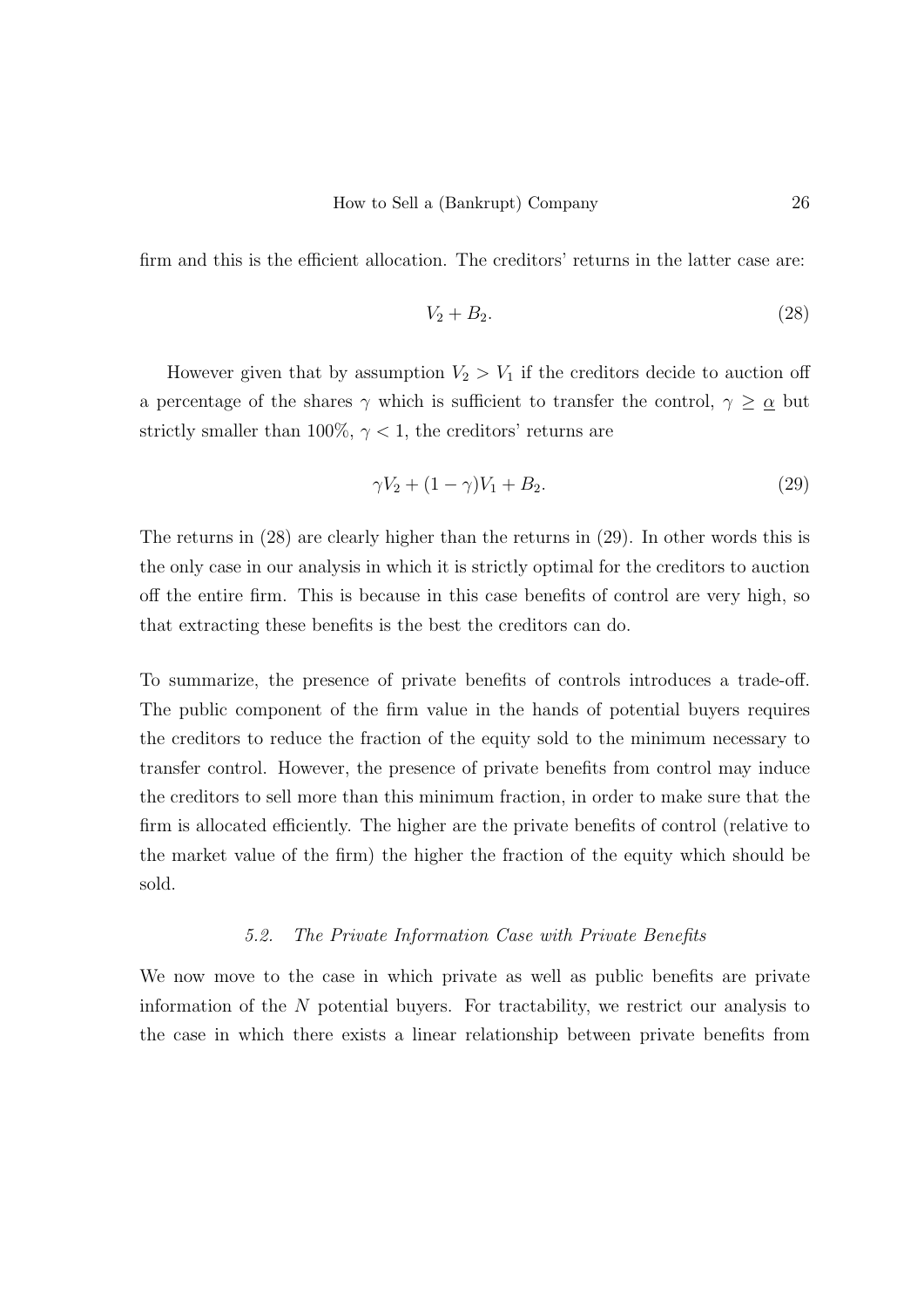firm and this is the efficient allocation. The creditors' returns in the latter case are:

$$V_2 + B_2. \tag{28}$$

However given that by assumption $V_2 > V_1$ if the creditors decide to auction off a percentage of the shares $\gamma$ which is sufficient to transfer the control, $\gamma \geq \underline{\alpha}$ but strictly smaller than 100%, $\gamma < 1$, the creditors' returns are

$$\gamma V_2 + (1-\gamma)V_1 + B_2. \tag{29}$$

The returns in (28) are clearly higher than the returns in (29). In other words this is the only case in our analysis in which it is strictly optimal for the creditors to auction off the entire firm. This is because in this case benefits of control are very high, so that extracting these benefits is the best the creditors can do.

To summarize, the presence of private benefits of controls introduces a trade-off. The public component of the firm value in the hands of potential buyers requires the creditors to reduce the fraction of the equity sold to the minimum necessary to transfer control. However, the presence of private benefits from control may induce the creditors to sell more than this minimum fraction, in order to make sure that the firm is allocated efficiently. The higher are the private benefits of control (relative to the market value of the firm) the higher the fraction of the equity which should be sold.

### *5.2. The Private Information Case with Private Benefits*

We now move to the case in which private as well as public benefits are private information of the $N$ potential buyers. For tractability, we restrict our analysis to the case in which there exists a linear relationship between private benefits from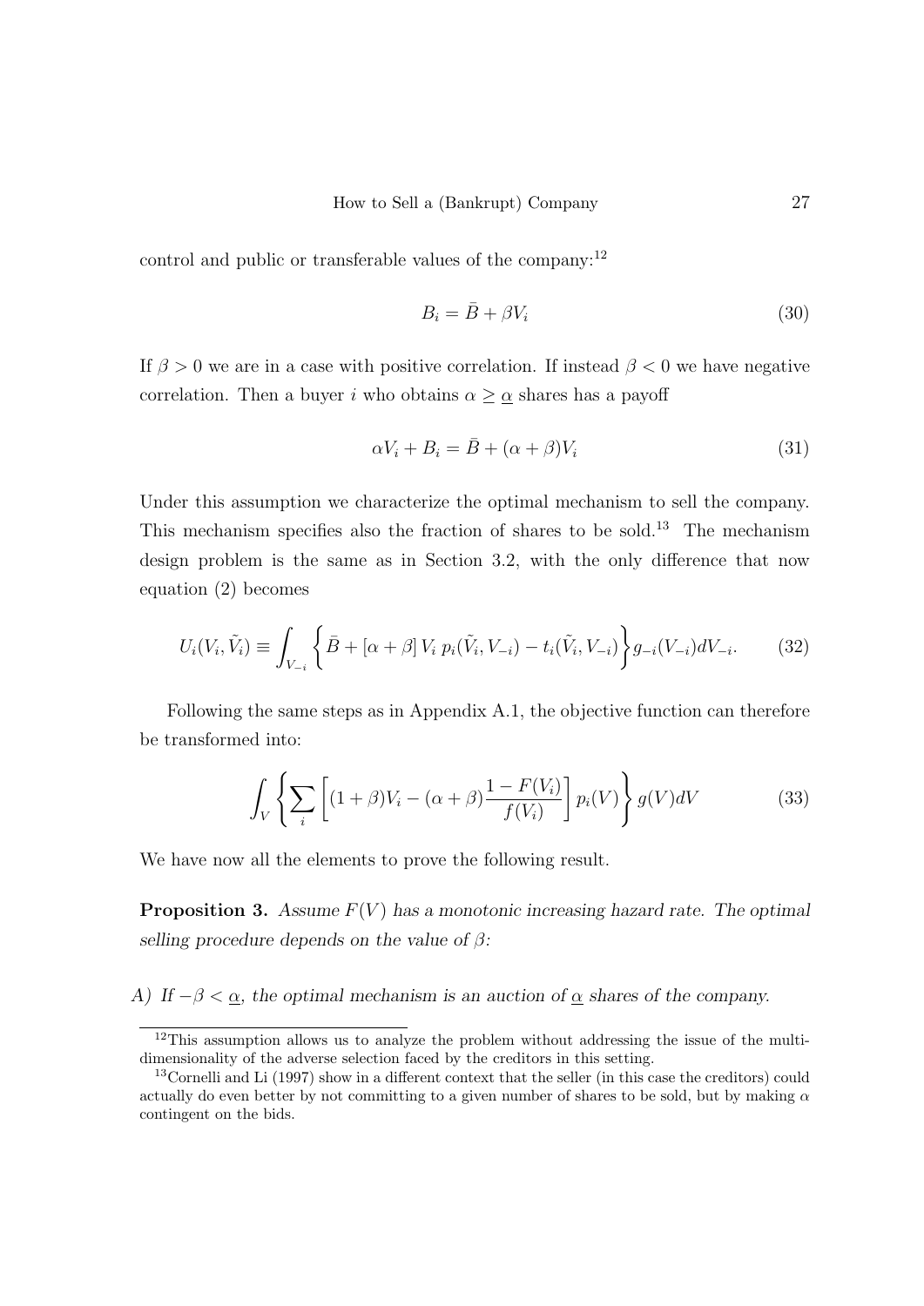control and public or transferable values of the company:[12]

$$B_i = \bar{B} + \beta V_i \tag{30}$$

If $\beta > 0$ we are in a case with positive correlation. If instead $\beta < 0$ we have negative correlation. Then a buyer $i$ who obtains $\alpha \geq \underline{\alpha}$ shares has a payoff

$$\alpha V_i + B_i = \bar{B} + (\alpha + \beta) V_i \tag{31}$$

Under this assumption we characterize the optimal mechanism to sell the company. This mechanism specifies also the fraction of shares to be sold.[13] The mechanism design problem is the same as in Section 3.2, with the only difference that now equation (2) becomes

$$U_i(V_i, \tilde{V}_i) \equiv \int_{V_{-i}} \left\{ \bar{B} + [\alpha + \beta] \, V_i \, p_i(\tilde{V}_i, V_{-i}) - t_i(\tilde{V}_i, V_{-i}) \right\} g_{-i}(V_{-i}) dV_{-i}. \tag{32}$$

Following the same steps as in Appendix A.1, the objective function can therefore be transformed into:

$$\int_V \left\{ \sum_i \left[ (1+\beta) V_i - (\alpha + \beta) \frac{1 - F(V_i)}{f(V_i)} \right] p_i(V) \right\} g(V) dV \tag{33}$$

We have now all the elements to prove the following result.

**Proposition 3.** *Assume $F(V)$ has a monotonic increasing hazard rate. The optimal selling procedure depends on the value of $\beta$:*

*A) If $-\beta < \underline{\alpha}$, the optimal mechanism is an auction of $\underline{\alpha}$ shares of the company.*

---

[12] This assumption allows us to analyze the problem without addressing the issue of the multi-dimensionality of the adverse selection faced by the creditors in this setting.

[13] Cornelli and Li (1997) show in a different context that the seller (in this case the creditors) could actually do even better by not committing to a given number of shares to be sold, but by making $\alpha$ contingent on the bids.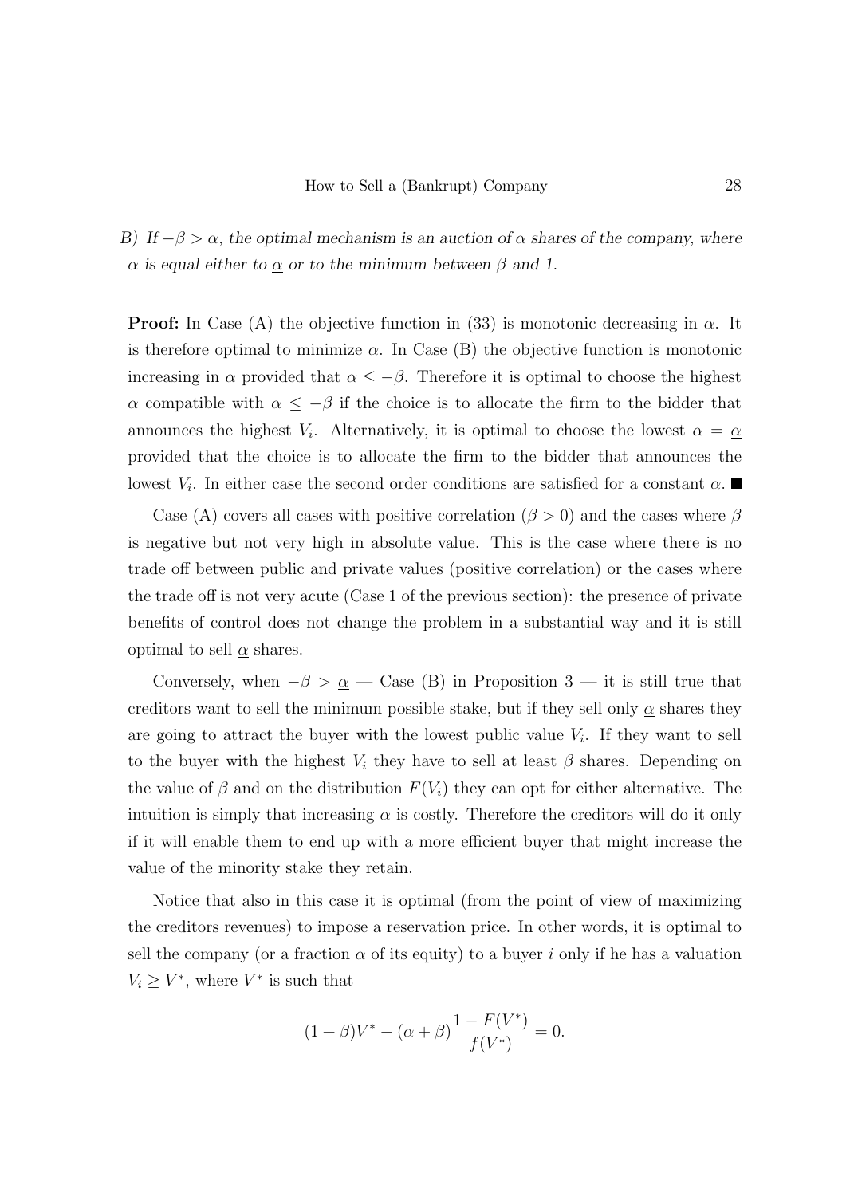*B) If $-\beta > \underline{\alpha}$, the optimal mechanism is an auction of $\alpha$ shares of the company, where $\alpha$ is equal either to $\underline{\alpha}$ or to the minimum between $\beta$ and 1.*

**Proof:** In Case (A) the objective function in (33) is monotonic decreasing in $\alpha$. It is therefore optimal to minimize $\alpha$. In Case (B) the objective function is monotonic increasing in $\alpha$ provided that $\alpha \leq -\beta$. Therefore it is optimal to choose the highest $\alpha$ compatible with $\alpha \leq -\beta$ if the choice is to allocate the firm to the bidder that announces the highest $V_i$. Alternatively, it is optimal to choose the lowest $\alpha = \underline{\alpha}$ provided that the choice is to allocate the firm to the bidder that announces the lowest $V_i$. In either case the second order conditions are satisfied for a constant $\alpha$. ■

Case (A) covers all cases with positive correlation ($\beta > 0$) and the cases where $\beta$ is negative but not very high in absolute value. This is the case where there is no trade off between public and private values (positive correlation) or the cases where the trade off is not very acute (Case 1 of the previous section): the presence of private benefits of control does not change the problem in a substantial way and it is still optimal to sell $\underline{\alpha}$ shares.

Conversely, when $-\beta > \underline{\alpha}$ — Case (B) in Proposition 3 — it is still true that creditors want to sell the minimum possible stake, but if they sell only $\underline{\alpha}$ shares they are going to attract the buyer with the lowest public value $V_i$. If they want to sell to the buyer with the highest $V_i$ they have to sell at least $\beta$ shares. Depending on the value of $\beta$ and on the distribution $F(V_i)$ they can opt for either alternative. The intuition is simply that increasing $\alpha$ is costly. Therefore the creditors will do it only if it will enable them to end up with a more efficient buyer that might increase the value of the minority stake they retain.

Notice that also in this case it is optimal (from the point of view of maximizing the creditors revenues) to impose a reservation price. In other words, it is optimal to sell the company (or a fraction $\alpha$ of its equity) to a buyer $i$ only if he has a valuation $V_i \geq V^*$, where $V^*$ is such that

$$(1 + \beta)V^* - (\alpha + \beta)\frac{1 - F(V^*)}{f(V^*)} = 0.$$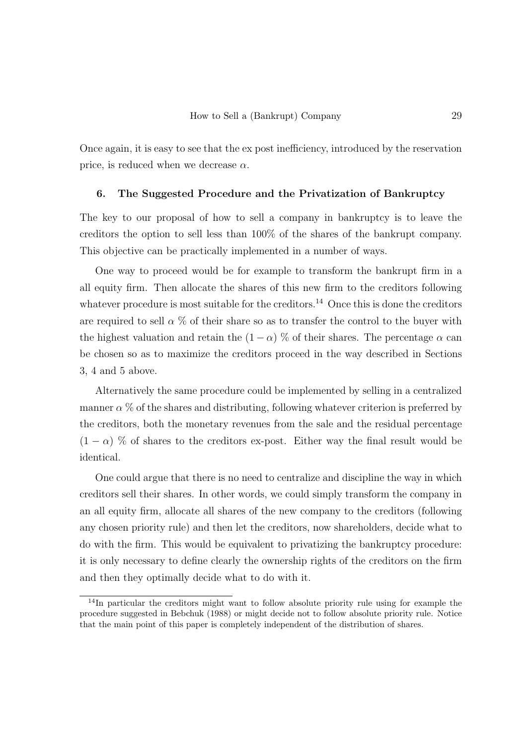Once again, it is easy to see that the ex post inefficiency, introduced by the reservation price, is reduced when we decrease $\alpha$.

## 6. The Suggested Procedure and the Privatization of Bankruptcy

The key to our proposal of how to sell a company in bankruptcy is to leave the creditors the option to sell less than 100% of the shares of the bankrupt company. This objective can be practically implemented in a number of ways.

One way to proceed would be for example to transform the bankrupt firm in a all equity firm. Then allocate the shares of this new firm to the creditors following whatever procedure is most suitable for the creditors.[14] Once this is done the creditors are required to sell $\alpha$ % of their share so as to transfer the control to the buyer with the highest valuation and retain the $(1-\alpha)$ % of their shares. The percentage $\alpha$ can be chosen so as to maximize the creditors proceed in the way described in Sections 3, 4 and 5 above.

Alternatively the same procedure could be implemented by selling in a centralized manner $\alpha$ % of the shares and distributing, following whatever criterion is preferred by the creditors, both the monetary revenues from the sale and the residual percentage $(1-\alpha)$ % of shares to the creditors ex-post. Either way the final result would be identical.

One could argue that there is no need to centralize and discipline the way in which creditors sell their shares. In other words, we could simply transform the company in an all equity firm, allocate all shares of the new company to the creditors (following any chosen priority rule) and then let the creditors, now shareholders, decide what to do with the firm. This would be equivalent to privatizing the bankruptcy procedure: it is only necessary to define clearly the ownership rights of the creditors on the firm and then they optimally decide what to do with it.

[14] In particular the creditors might want to follow absolute priority rule using for example the procedure suggested in Bebchuk (1988) or might decide not to follow absolute priority rule. Notice that the main point of this paper is completely independent of the distribution of shares.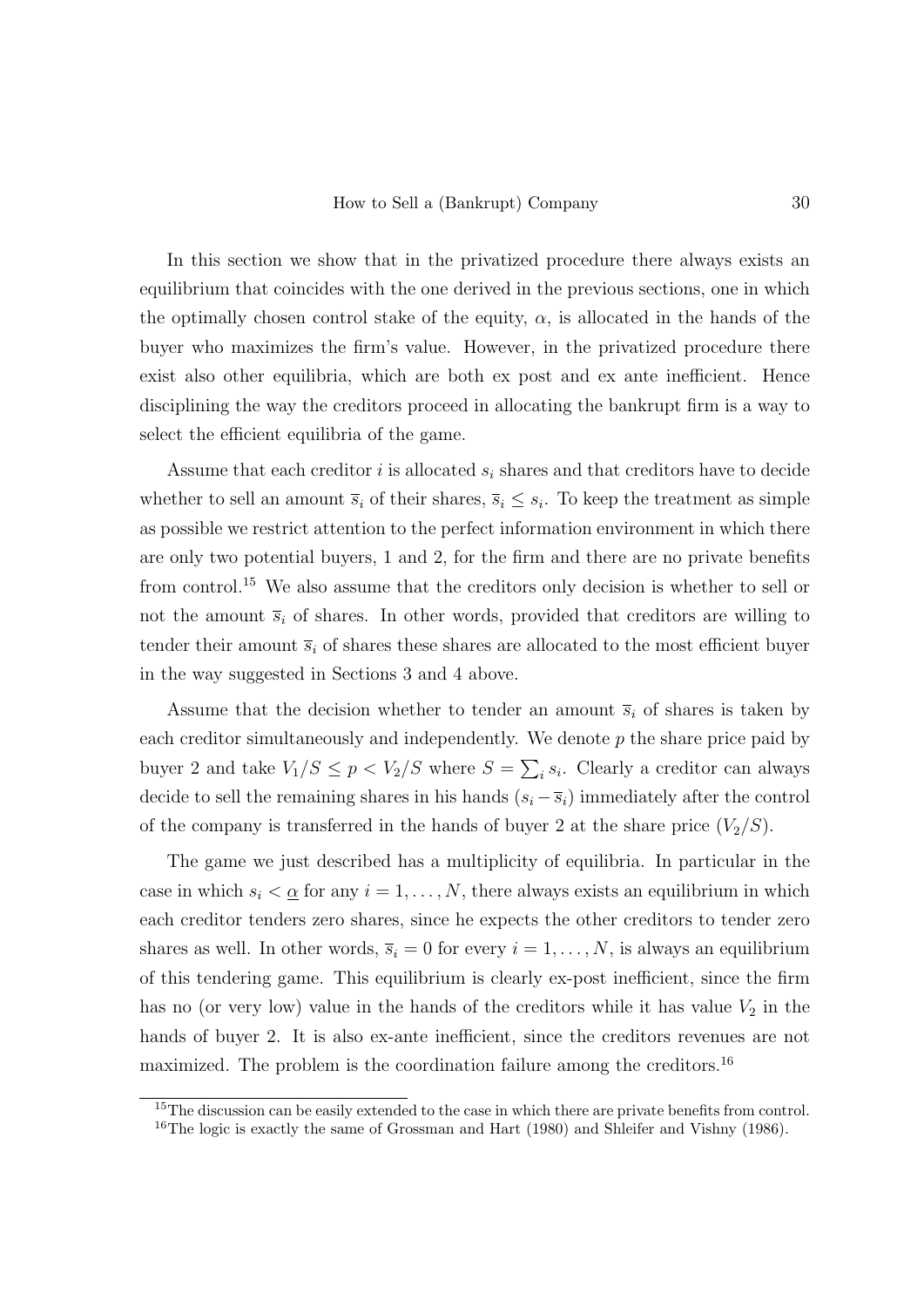In this section we show that in the privatized procedure there always exists an equilibrium that coincides with the one derived in the previous sections, one in which the optimally chosen control stake of the equity, $\alpha$, is allocated in the hands of the buyer who maximizes the firm's value. However, in the privatized procedure there exist also other equilibria, which are both ex post and ex ante inefficient. Hence disciplining the way the creditors proceed in allocating the bankrupt firm is a way to select the efficient equilibria of the game.

Assume that each creditor $i$ is allocated $s_i$ shares and that creditors have to decide whether to sell an amount $\overline{s}_i$ of their shares, $\overline{s}_i \leq s_i$. To keep the treatment as simple as possible we restrict attention to the perfect information environment in which there are only two potential buyers, 1 and 2, for the firm and there are no private benefits from control.[15] We also assume that the creditors only decision is whether to sell or not the amount $\overline{s}_i$ of shares. In other words, provided that creditors are willing to tender their amount $\overline{s}_i$ of shares these shares are allocated to the most efficient buyer in the way suggested in Sections 3 and 4 above.

Assume that the decision whether to tender an amount $\overline{s}_i$ of shares is taken by each creditor simultaneously and independently. We denote $p$ the share price paid by buyer 2 and take $V_1/S \leq p < V_2/S$ where $S = \sum_i s_i$. Clearly a creditor can always decide to sell the remaining shares in his hands $(s_i - \overline{s}_i)$ immediately after the control of the company is transferred in the hands of buyer 2 at the share price $(V_2/S)$.

The game we just described has a multiplicity of equilibria. In particular in the case in which $s_i < \underline{\alpha}$ for any $i = 1, \ldots, N$, there always exists an equilibrium in which each creditor tenders zero shares, since he expects the other creditors to tender zero shares as well. In other words, $\overline{s}_i = 0$ for every $i = 1, \ldots, N$, is always an equilibrium of this tendering game. This equilibrium is clearly ex-post inefficient, since the firm has no (or very low) value in the hands of the creditors while it has value $V_2$ in the hands of buyer 2. It is also ex-ante inefficient, since the creditors revenues are not maximized. The problem is the coordination failure among the creditors.[16]

[15] The discussion can be easily extended to the case in which there are private benefits from control.

[16] The logic is exactly the same of Grossman and Hart (1980) and Shleifer and Vishny (1986).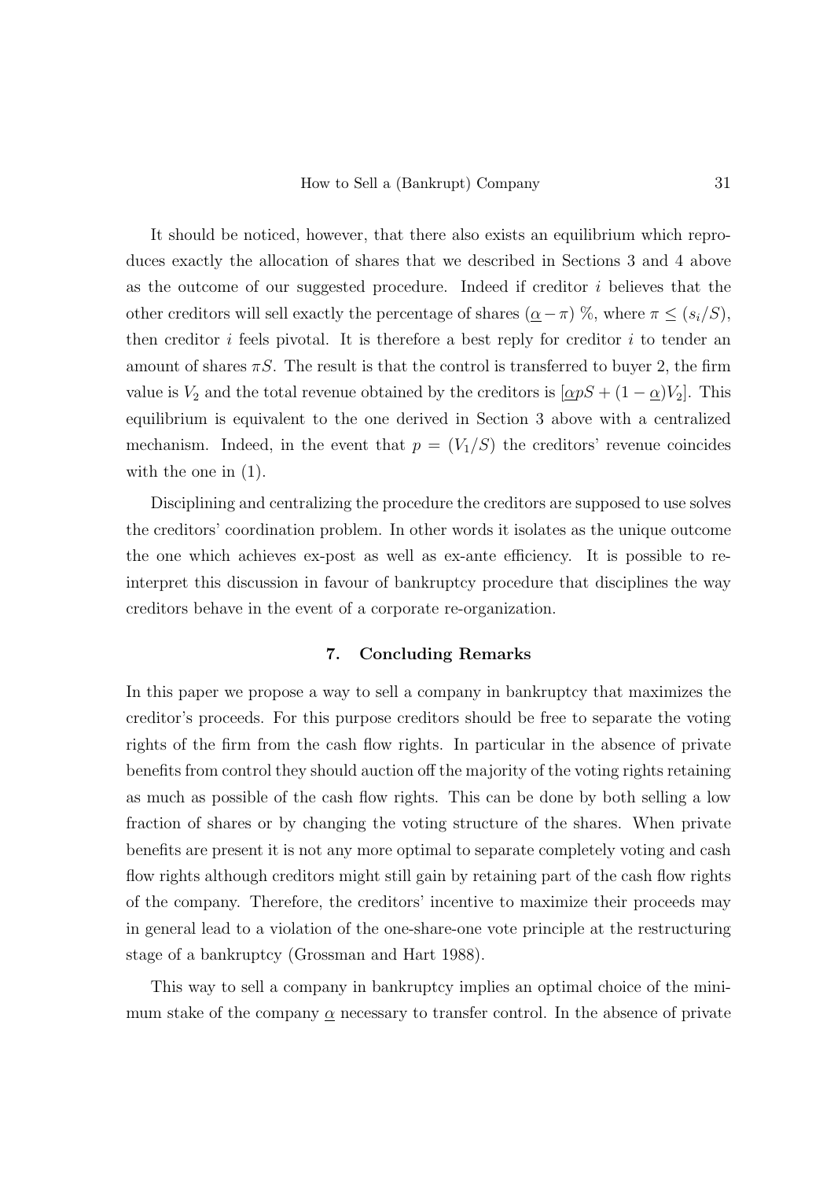It should be noticed, however, that there also exists an equilibrium which reproduces exactly the allocation of shares that we described in Sections 3 and 4 above as the outcome of our suggested procedure. Indeed if creditor $i$ believes that the other creditors will sell exactly the percentage of shares $(\underline{\alpha} - \pi)$ %, where $\pi \leq (s_i/S)$, then creditor $i$ feels pivotal. It is therefore a best reply for creditor $i$ to tender an amount of shares $\pi S$. The result is that the control is transferred to buyer 2, the firm value is $V_2$ and the total revenue obtained by the creditors is $[\underline{\alpha} pS + (1 - \underline{\alpha})V_2]$. This equilibrium is equivalent to the one derived in Section 3 above with a centralized mechanism. Indeed, in the event that $p = (V_1/S)$ the creditors' revenue coincides with the one in (1).

Disciplining and centralizing the procedure the creditors are supposed to use solves the creditors' coordination problem. In other words it isolates as the unique outcome the one which achieves ex-post as well as ex-ante efficiency. It is possible to reinterpret this discussion in favour of bankruptcy procedure that disciplines the way creditors behave in the event of a corporate re-organization.

## 7. Concluding Remarks

In this paper we propose a way to sell a company in bankruptcy that maximizes the creditor's proceeds. For this purpose creditors should be free to separate the voting rights of the firm from the cash flow rights. In particular in the absence of private benefits from control they should auction off the majority of the voting rights retaining as much as possible of the cash flow rights. This can be done by both selling a low fraction of shares or by changing the voting structure of the shares. When private benefits are present it is not any more optimal to separate completely voting and cash flow rights although creditors might still gain by retaining part of the cash flow rights of the company. Therefore, the creditors' incentive to maximize their proceeds may in general lead to a violation of the one-share-one vote principle at the restructuring stage of a bankruptcy (Grossman and Hart 1988).

This way to sell a company in bankruptcy implies an optimal choice of the minimum stake of the company $\underline{\alpha}$ necessary to transfer control. In the absence of private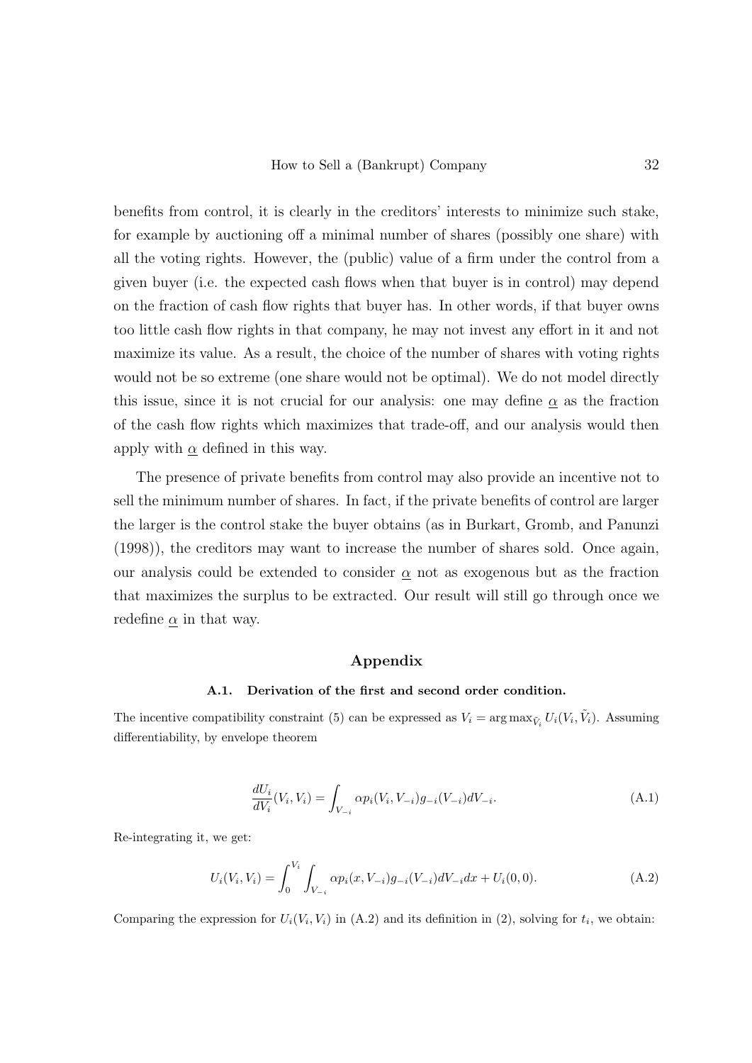benefits from control, it is clearly in the creditors' interests to minimize such stake, for example by auctioning off a minimal number of shares (possibly one share) with all the voting rights. However, the (public) value of a firm under the control from a given buyer (i.e. the expected cash flows when that buyer is in control) may depend on the fraction of cash flow rights that buyer has. In other words, if that buyer owns too little cash flow rights in that company, he may not invest any effort in it and not maximize its value. As a result, the choice of the number of shares with voting rights would not be so extreme (one share would not be optimal). We do not model directly this issue, since it is not crucial for our analysis: one may define $\underline{\alpha}$ as the fraction of the cash flow rights which maximizes that trade-off, and our analysis would then apply with $\underline{\alpha}$ defined in this way.

The presence of private benefits from control may also provide an incentive not to sell the minimum number of shares. In fact, if the private benefits of control are larger the larger is the control stake the buyer obtains (as in Burkart, Gromb, and Panunzi (1998)), the creditors may want to increase the number of shares sold. Once again, our analysis could be extended to consider $\underline{\alpha}$ not as exogenous but as the fraction that maximizes the surplus to be extracted. Our result will still go through once we redefine $\underline{\alpha}$ in that way.

## Appendix

### A.1. Derivation of the first and second order condition.

The incentive compatibility constraint (5) can be expressed as $V_i = \arg\max_{\tilde{V}_i} U_i(V_i, \tilde{V}_i)$. Assuming differentiability, by envelope theorem

$$\frac{dU_i}{dV_i}(V_i, V_i) = \int_{V_{-i}} \alpha p_i(V_i, V_{-i}) g_{-i}(V_{-i}) dV_{-i}. \tag{A.1}$$

Re-integrating it, we get:

$$U_i(V_i, V_i) = \int_0^{V_i} \int_{V_{-i}} \alpha p_i(x, V_{-i}) g_{-i}(V_{-i}) dV_{-i} dx + U_i(0, 0). \tag{A.2}$$

Comparing the expression for $U_i(V_i, V_i)$ in (A.2) and its definition in (2), solving for $t_i$, we obtain: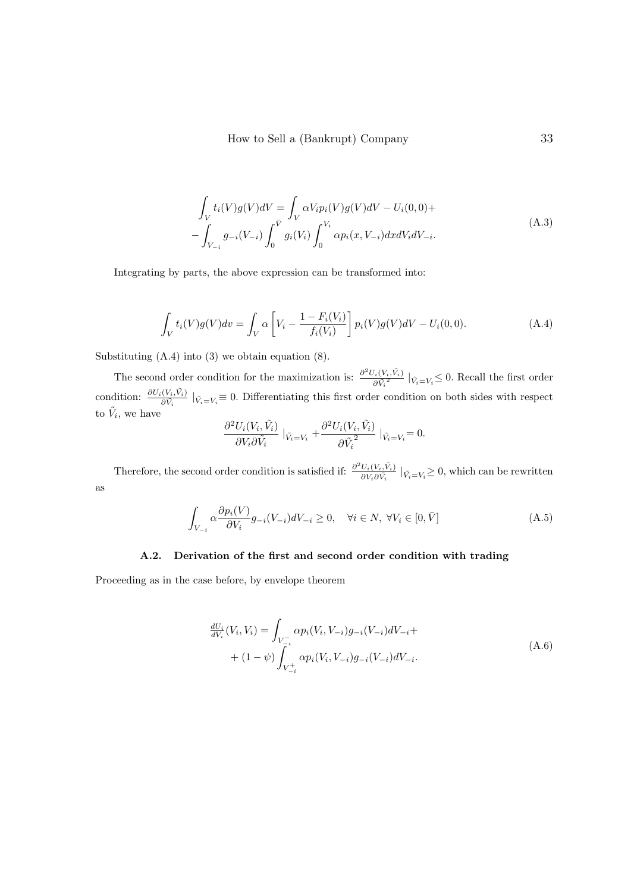$$\int_V t_i(V)g(V)dV = \int_V \alpha V_i p_i(V)g(V)dV - U_i(0,0) + \\ - \int_{V_{-i}} g_{-i}(V_{-i}) \int_0^{\bar{V}} g_i(V_i) \int_0^{V_i} \alpha p_i(x, V_{-i}) dx dV_i dV_{-i}. \tag{A.3}$$

Integrating by parts, the above expression can be transformed into:

$$\int_V t_i(V)g(V)dv = \int_V \alpha \left[ V_i - \frac{1 - F_i(V_i)}{f_i(V_i)} \right] p_i(V)g(V)dV - U_i(0,0). \tag{A.4}$$

Substituting (A.4) into (3) we obtain equation (8).

The second order condition for the maximization is: $\frac{\partial^2 U_i(V_i, \tilde{V}_i)}{\partial \tilde{V}_i^2} \mid_{\tilde{V}_i = V_i} \leq 0$. Recall the first order condition: $\frac{\partial U_i(V_i, \tilde{V}_i)}{\partial \tilde{V}_i} \mid_{\tilde{V}_i = V_i} \equiv 0$. Differentiating this first order condition on both sides with respect to $\tilde{V}_i$, we have

$$\frac{\partial^2 U_i(V_i, \tilde{V}_i)}{\partial V_i \partial \tilde{V}_i} \mid_{\tilde{V}_i = V_i} + \frac{\partial^2 U_i(V_i, \tilde{V}_i)}{\partial \tilde{V}_i^2} \mid_{\tilde{V}_i = V_i} = 0.$$

Therefore, the second order condition is satisfied if: $\frac{\partial^2 U_i(V_i, \tilde{V}_i)}{\partial V_i \partial \tilde{V}_i} \mid_{\tilde{V}_i = V_i} \geq 0$, which can be rewritten as

$$\int_{V_{-i}} \alpha \frac{\partial p_i(V)}{\partial V_i} g_{-i}(V_{-i}) dV_{-i} \geq 0, \quad \forall i \in N, \ \forall V_i \in [0, \bar{V}] \tag{A.5}$$

### A.2. Derivation of the first and second order condition with trading

Proceeding as in the case before, by envelope theorem

$$\tfrac{dU_i}{dV_i}(V_i, V_i) = \int_{V_{-i}^-} \alpha p_i(V_i, V_{-i}) g_{-i}(V_{-i}) dV_{-i} + \\ + (1 - \psi) \int_{V_{-i}^+} \alpha p_i(V_i, V_{-i}) g_{-i}(V_{-i}) dV_{-i}. \tag{A.6}$$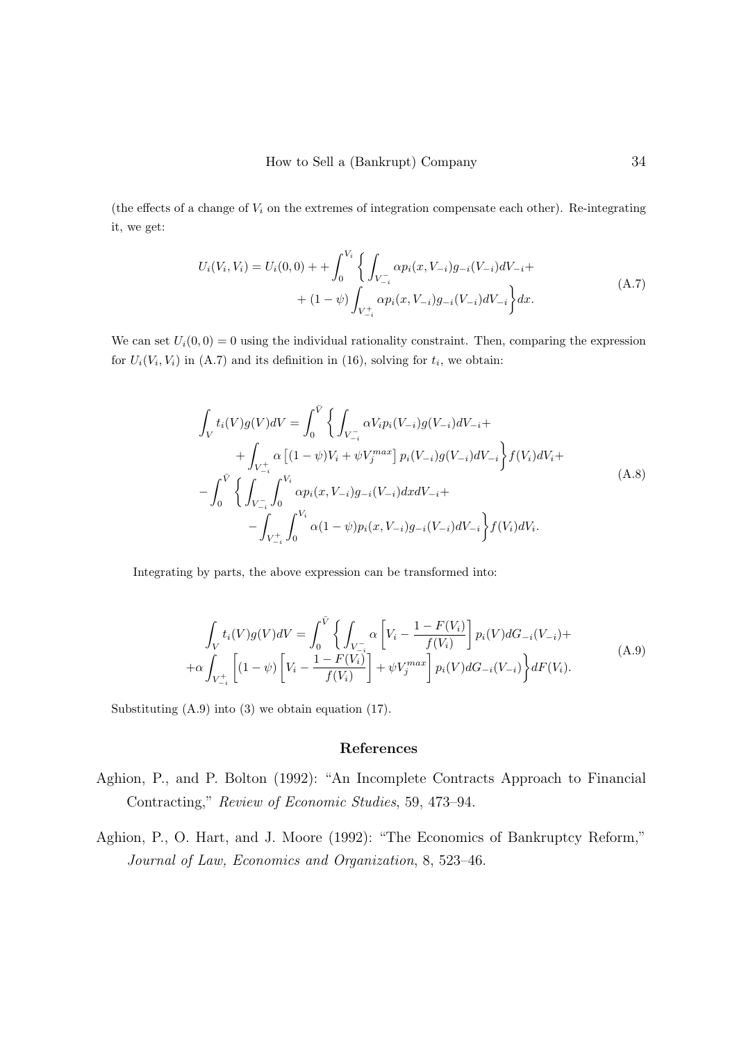(the effects of a change of $V_i$ on the extremes of integration compensate each other). Re-integrating it, we get:

$$U_i(V_i, V_i) = U_i(0,0) + + \int_0^{V_i} \left\{ \int_{V_{-i}^-} \alpha p_i(x, V_{-i}) g_{-i}(V_{-i}) dV_{-i} + \right. \\ \left. + (1-\psi) \int_{V_{-i}^+} \alpha p_i(x, V_{-i}) g_{-i}(V_{-i}) dV_{-i} \right\} dx. \tag{A.7}$$

We can set $U_i(0,0) = 0$ using the individual rationality constraint. Then, comparing the expression for $U_i(V_i, V_i)$ in (A.7) and its definition in (16), solving for $t_i$, we obtain:

$$\int_V t_i(V) g(V) dV = \int_0^{\bar{V}} \left\{ \int_{V_{-i}^-} \alpha V_i p_i(V_{-i}) g(V_{-i}) dV_{-i} + \right. \\ \left. + \int_{V_{-i}^+} \alpha \left[ (1-\psi) V_i + \psi V_j^{max} \right] p_i(V_{-i}) g(V_{-i}) dV_{-i} \right\} f(V_i) dV_i + \\ - \int_0^{\bar{V}} \left\{ \int_{V_{-i}^-} \int_0^{V_i} \alpha p_i(x, V_{-i}) g_{-i}(V_{-i}) dx dV_{-i} + \right. \\ \left. - \int_{V_{-i}^+} \int_0^{V_i} \alpha (1-\psi) p_i(x, V_{-i}) g_{-i}(V_{-i}) dV_{-i} \right\} f(V_i) dV_i. \tag{A.8}$$

Integrating by parts, the above expression can be transformed into:

$$\int_V t_i(V) g(V) dV = \int_0^{\bar{V}} \left\{ \int_{V_{-i}^-} \alpha \left[ V_i - \frac{1 - F(V_i)}{f(V_i)} \right] p_i(V) dG_{-i}(V_{-i}) + \right. \\ \left. + \alpha \int_{V_{-i}^+} \left[ (1-\psi) \left[ V_i - \frac{1 - F(V_i)}{f(V_i)} \right] + \psi V_j^{max} \right] p_i(V) dG_{-i}(V_{-i}) \right\} dF(V_i). \tag{A.9}$$

Substituting (A.9) into (3) we obtain equation (17).

## References

Aghion, P., and P. Bolton (1992): "An Incomplete Contracts Approach to Financial Contracting," *Review of Economic Studies*, 59, 473–94.

Aghion, P., O. Hart, and J. Moore (1992): "The Economics of Bankruptcy Reform," *Journal of Law, Economics and Organization*, 8, 523–46.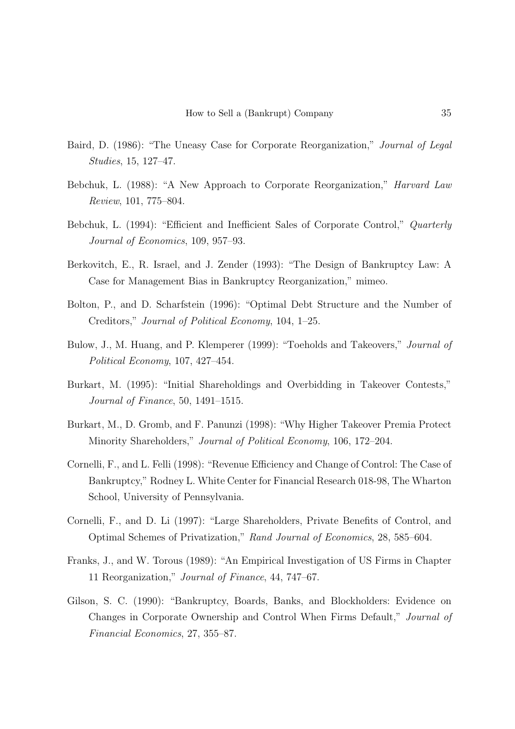Baird, D. (1986): "The Uneasy Case for Corporate Reorganization," *Journal of Legal Studies*, 15, 127–47.

Bebchuk, L. (1988): "A New Approach to Corporate Reorganization," *Harvard Law Review*, 101, 775–804.

Bebchuk, L. (1994): "Efficient and Inefficient Sales of Corporate Control," *Quarterly Journal of Economics*, 109, 957–93.

Berkovitch, E., R. Israel, and J. Zender (1993): "The Design of Bankruptcy Law: A Case for Management Bias in Bankruptcy Reorganization," mimeo.

Bolton, P., and D. Scharfstein (1996): "Optimal Debt Structure and the Number of Creditors," *Journal of Political Economy*, 104, 1–25.

Bulow, J., M. Huang, and P. Klemperer (1999): "Toeholds and Takeovers," *Journal of Political Economy*, 107, 427–454.

Burkart, M. (1995): "Initial Shareholdings and Overbidding in Takeover Contests," *Journal of Finance*, 50, 1491–1515.

Burkart, M., D. Gromb, and F. Panunzi (1998): "Why Higher Takeover Premia Protect Minority Shareholders," *Journal of Political Economy*, 106, 172–204.

Cornelli, F., and L. Felli (1998): "Revenue Efficiency and Change of Control: The Case of Bankruptcy," Rodney L. White Center for Financial Research 018-98, The Wharton School, University of Pennsylvania.

Cornelli, F., and D. Li (1997): "Large Shareholders, Private Benefits of Control, and Optimal Schemes of Privatization," *Rand Journal of Economics*, 28, 585–604.

Franks, J., and W. Torous (1989): "An Empirical Investigation of US Firms in Chapter 11 Reorganization," *Journal of Finance*, 44, 747–67.

Gilson, S. C. (1990): "Bankruptcy, Boards, Banks, and Blockholders: Evidence on Changes in Corporate Ownership and Control When Firms Default," *Journal of Financial Economics*, 27, 355–87.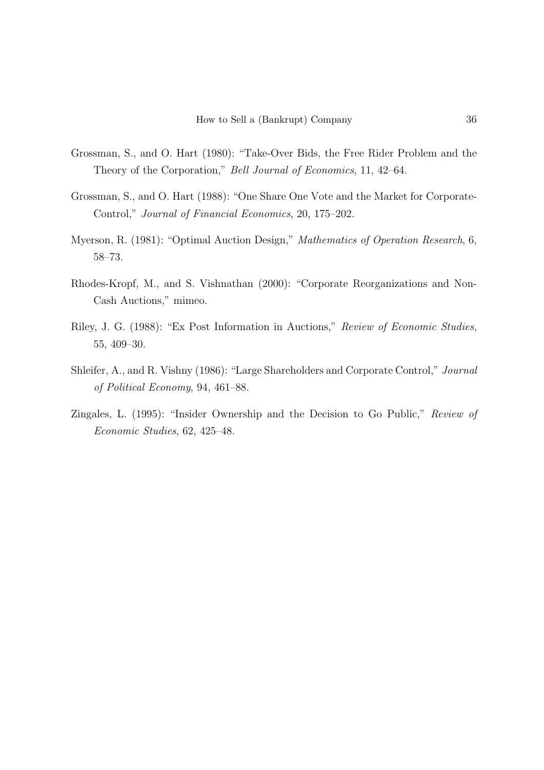Grossman, S., and O. Hart (1980): "Take-Over Bids, the Free Rider Problem and the Theory of the Corporation," *Bell Journal of Economics*, 11, 42–64.

Grossman, S., and O. Hart (1988): "One Share One Vote and the Market for Corporate-Control," *Journal of Financial Economics*, 20, 175–202.

Myerson, R. (1981): "Optimal Auction Design," *Mathematics of Operation Research*, 6, 58–73.

Rhodes-Kropf, M., and S. Vishnathan (2000): "Corporate Reorganizations and Non-Cash Auctions," mimeo.

Riley, J. G. (1988): "Ex Post Information in Auctions," *Review of Economic Studies*, 55, 409–30.

Shleifer, A., and R. Vishny (1986): "Large Shareholders and Corporate Control," *Journal of Political Economy*, 94, 461–88.

Zingales, L. (1995): "Insider Ownership and the Decision to Go Public," *Review of Economic Studies*, 62, 425–48.